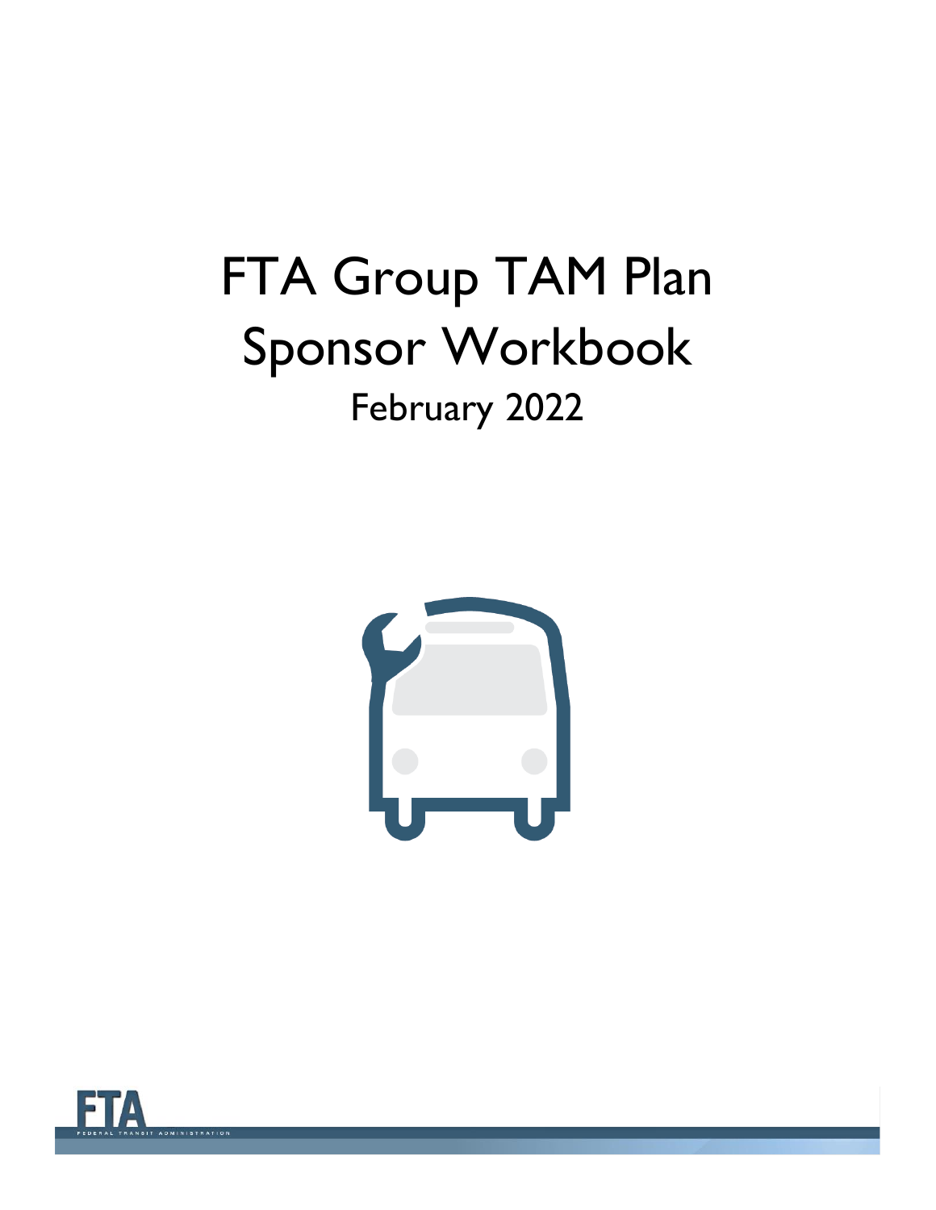# FTA Group TAM Plan Sponsor Workbook

February 2022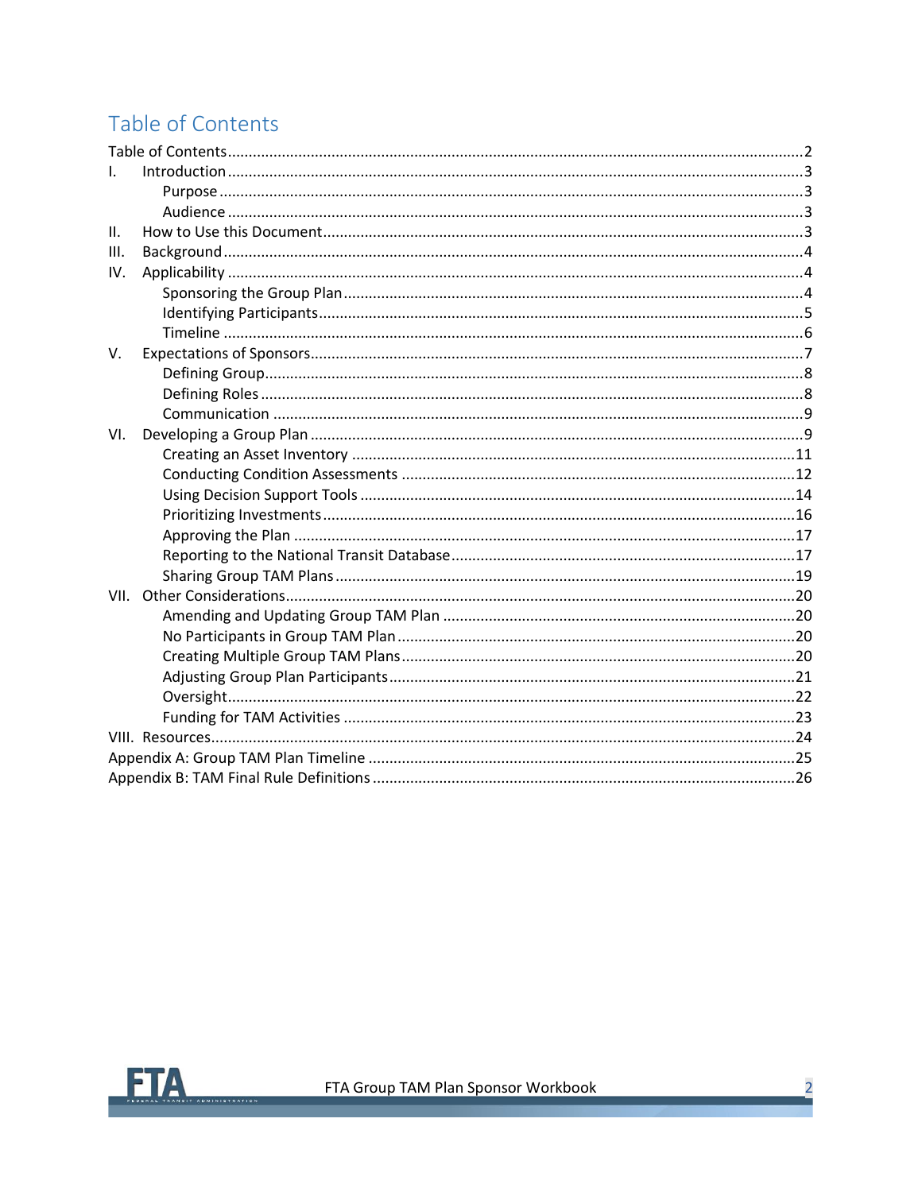# Table of Contents

Table of Contents....................2

I. Introduction....................3
- Purpose....................3
- Audience....................3

II. How to Use this Document....................3

III. Background....................4

IV. Applicability....................4
- Sponsoring the Group Plan....................4
- Identifying Participants....................5
- Timeline....................6

V. Expectations of Sponsors....................7
- Defining Group....................8
- Defining Roles....................8
- Communication....................9

VI. Developing a Group Plan....................9
- Creating an Asset Inventory....................11
- Conducting Condition Assessments....................12
- Using Decision Support Tools....................14
- Prioritizing Investments....................16
- Approving the Plan....................17
- Reporting to the National Transit Database....................17
- Sharing Group TAM Plans....................19

VII. Other Considerations....................20
- Amending and Updating Group TAM Plan....................20
- No Participants in Group TAM Plan....................20
- Creating Multiple Group TAM Plans....................20
- Adjusting Group Plan Participants....................21
- Oversight....................22
- Funding for TAM Activities....................23

VIII. Resources....................24

Appendix A: Group TAM Plan Timeline....................25

Appendix B: TAM Final Rule Definitions....................26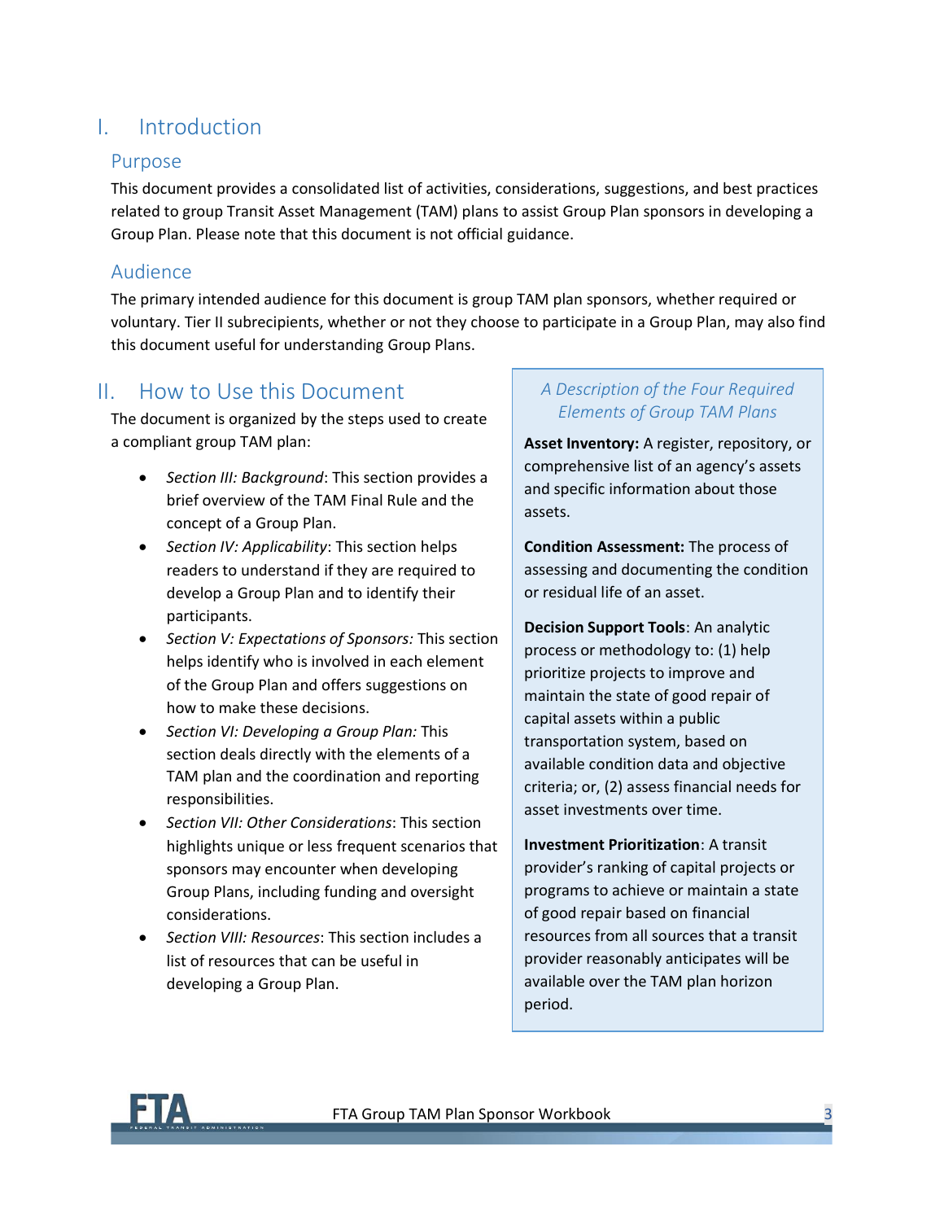# I. Introduction

## Purpose

This document provides a consolidated list of activities, considerations, suggestions, and best practices related to group Transit Asset Management (TAM) plans to assist Group Plan sponsors in developing a Group Plan. Please note that this document is not official guidance.

## Audience

The primary intended audience for this document is group TAM plan sponsors, whether required or voluntary. Tier II subrecipients, whether or not they choose to participate in a Group Plan, may also find this document useful for understanding Group Plans.

# II. How to Use this Document

The document is organized by the steps used to create a compliant group TAM plan:

- *Section III: Background*: This section provides a brief overview of the TAM Final Rule and the concept of a Group Plan.
- *Section IV: Applicability*: This section helps readers to understand if they are required to develop a Group Plan and to identify their participants.
- *Section V: Expectations of Sponsors:* This section helps identify who is involved in each element of the Group Plan and offers suggestions on how to make these decisions.
- *Section VI: Developing a Group Plan:* This section deals directly with the elements of a TAM plan and the coordination and reporting responsibilities.
- *Section VII: Other Considerations*: This section highlights unique or less frequent scenarios that sponsors may encounter when developing Group Plans, including funding and oversight considerations.
- *Section VIII: Resources*: This section includes a list of resources that can be useful in developing a Group Plan.

*A Description of the Four Required Elements of Group TAM Plans*

**Asset Inventory:** A register, repository, or comprehensive list of an agency's assets and specific information about those assets.

**Condition Assessment:** The process of assessing and documenting the condition or residual life of an asset.

**Decision Support Tools**: An analytic process or methodology to: (1) help prioritize projects to improve and maintain the state of good repair of capital assets within a public transportation system, based on available condition data and objective criteria; or, (2) assess financial needs for asset investments over time.

**Investment Prioritization**: A transit provider's ranking of capital projects or programs to achieve or maintain a state of good repair based on financial resources from all sources that a transit provider reasonably anticipates will be available over the TAM plan horizon period.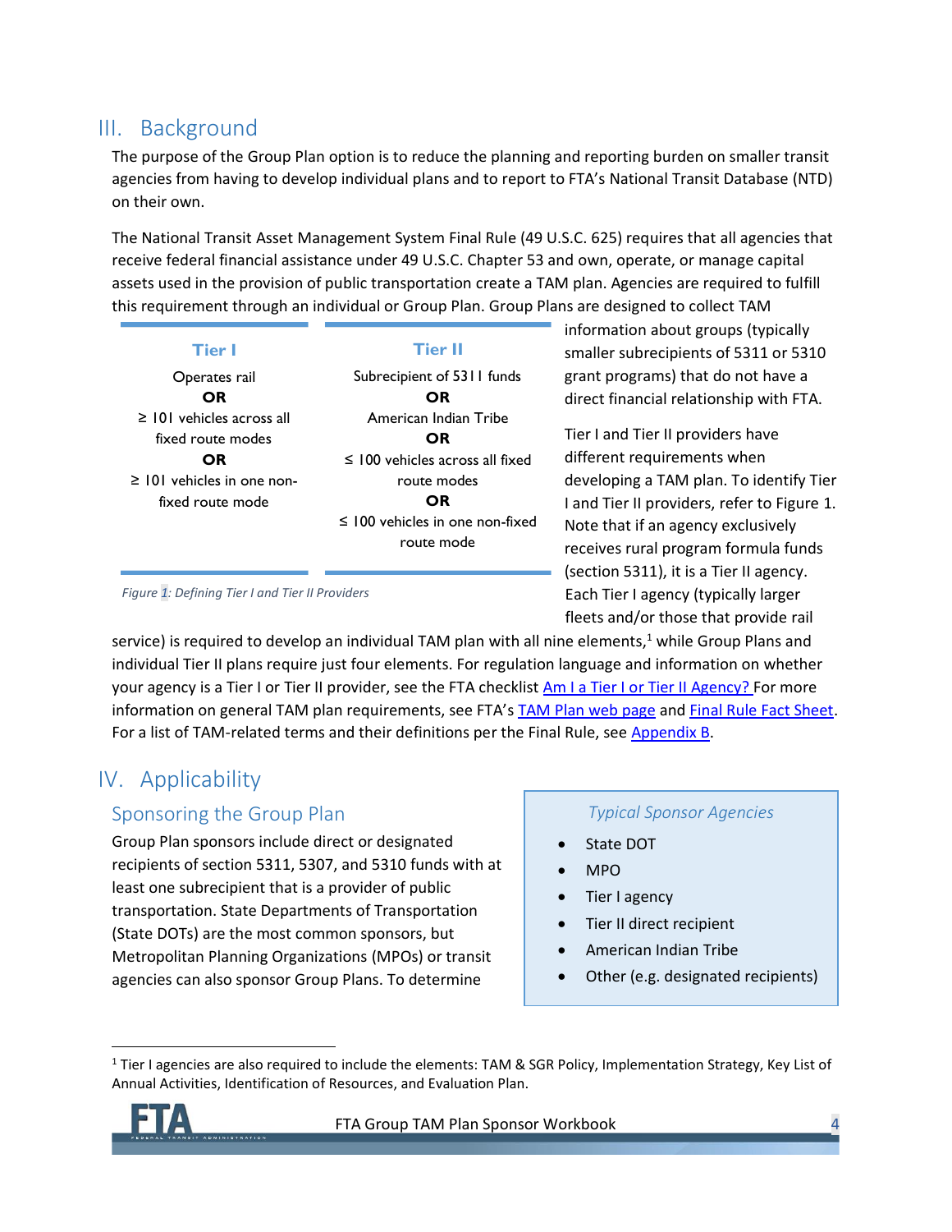## III. Background

The purpose of the Group Plan option is to reduce the planning and reporting burden on smaller transit agencies from having to develop individual plans and to report to FTA's National Transit Database (NTD) on their own.

The National Transit Asset Management System Final Rule (49 U.S.C. 625) requires that all agencies that receive federal financial assistance under 49 U.S.C. Chapter 53 and own, operate, or manage capital assets used in the provision of public transportation create a TAM plan. Agencies are required to fulfill this requirement through an individual or Group Plan. Group Plans are designed to collect TAM information about groups (typically smaller subrecipients of 5311 or 5310 grant programs) that do not have a direct financial relationship with FTA.

| Tier I | Tier II |
|---|---|
| Operates rail<br>**OR**<br>≥ 101 vehicles across all fixed route modes<br>**OR**<br>≥ 101 vehicles in one non-fixed route mode | Subrecipient of 5311 funds<br>**OR**<br>American Indian Tribe<br>**OR**<br>≤ 100 vehicles across all fixed route modes<br>**OR**<br>≤ 100 vehicles in one non-fixed route mode |

*Figure 1: Defining Tier I and Tier II Providers*

Tier I and Tier II providers have different requirements when developing a TAM plan. To identify Tier I and Tier II providers, refer to Figure 1. Note that if an agency exclusively receives rural program formula funds (section 5311), it is a Tier II agency. Each Tier I agency (typically larger fleets and/or those that provide rail service) is required to develop an individual TAM plan with all nine elements,[1] while Group Plans and individual Tier II plans require just four elements. For regulation language and information on whether your agency is a Tier I or Tier II provider, see the FTA checklist [Am I a Tier I or Tier II Agency?](#) For more information on general TAM plan requirements, see FTA's [TAM Plan web page](#) and [Final Rule Fact Sheet](#). For a list of TAM-related terms and their definitions per the Final Rule, see [Appendix B](#).

## IV. Applicability

### Sponsoring the Group Plan

Group Plan sponsors include direct or designated recipients of section 5311, 5307, and 5310 funds with at least one subrecipient that is a provider of public transportation. State Departments of Transportation (State DOTs) are the most common sponsors, but Metropolitan Planning Organizations (MPOs) or transit agencies can also sponsor Group Plans. To determine

> *Typical Sponsor Agencies*
>
> - State DOT
> - MPO
> - Tier I agency
> - Tier II direct recipient
> - American Indian Tribe
> - Other (e.g. designated recipients)

[1] Tier I agencies are also required to include the elements: TAM & SGR Policy, Implementation Strategy, Key List of Annual Activities, Identification of Resources, and Evaluation Plan.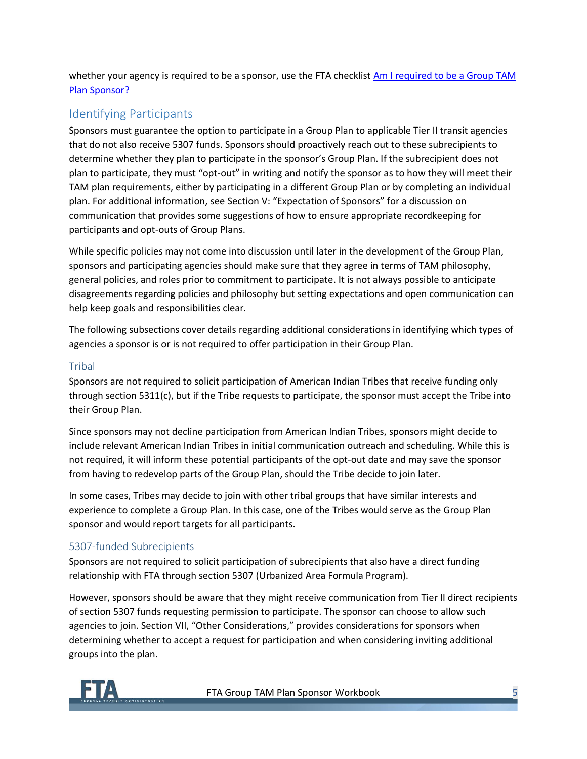whether your agency is required to be a sponsor, use the FTA checklist [Am I required to be a Group TAM Plan Sponsor?]

## Identifying Participants

Sponsors must guarantee the option to participate in a Group Plan to applicable Tier II transit agencies that do not also receive 5307 funds. Sponsors should proactively reach out to these subrecipients to determine whether they plan to participate in the sponsor's Group Plan. If the subrecipient does not plan to participate, they must "opt-out" in writing and notify the sponsor as to how they will meet their TAM plan requirements, either by participating in a different Group Plan or by completing an individual plan. For additional information, see Section V: "Expectation of Sponsors" for a discussion on communication that provides some suggestions of how to ensure appropriate recordkeeping for participants and opt-outs of Group Plans.

While specific policies may not come into discussion until later in the development of the Group Plan, sponsors and participating agencies should make sure that they agree in terms of TAM philosophy, general policies, and roles prior to commitment to participate. It is not always possible to anticipate disagreements regarding policies and philosophy but setting expectations and open communication can help keep goals and responsibilities clear.

The following subsections cover details regarding additional considerations in identifying which types of agencies a sponsor is or is not required to offer participation in their Group Plan.

### Tribal

Sponsors are not required to solicit participation of American Indian Tribes that receive funding only through section 5311(c), but if the Tribe requests to participate, the sponsor must accept the Tribe into their Group Plan.

Since sponsors may not decline participation from American Indian Tribes, sponsors might decide to include relevant American Indian Tribes in initial communication outreach and scheduling. While this is not required, it will inform these potential participants of the opt-out date and may save the sponsor from having to redevelop parts of the Group Plan, should the Tribe decide to join later.

In some cases, Tribes may decide to join with other tribal groups that have similar interests and experience to complete a Group Plan. In this case, one of the Tribes would serve as the Group Plan sponsor and would report targets for all participants.

### 5307-funded Subrecipients

Sponsors are not required to solicit participation of subrecipients that also have a direct funding relationship with FTA through section 5307 (Urbanized Area Formula Program).

However, sponsors should be aware that they might receive communication from Tier II direct recipients of section 5307 funds requesting permission to participate. The sponsor can choose to allow such agencies to join. Section VII, "Other Considerations," provides considerations for sponsors when determining whether to accept a request for participation and when considering inviting additional groups into the plan.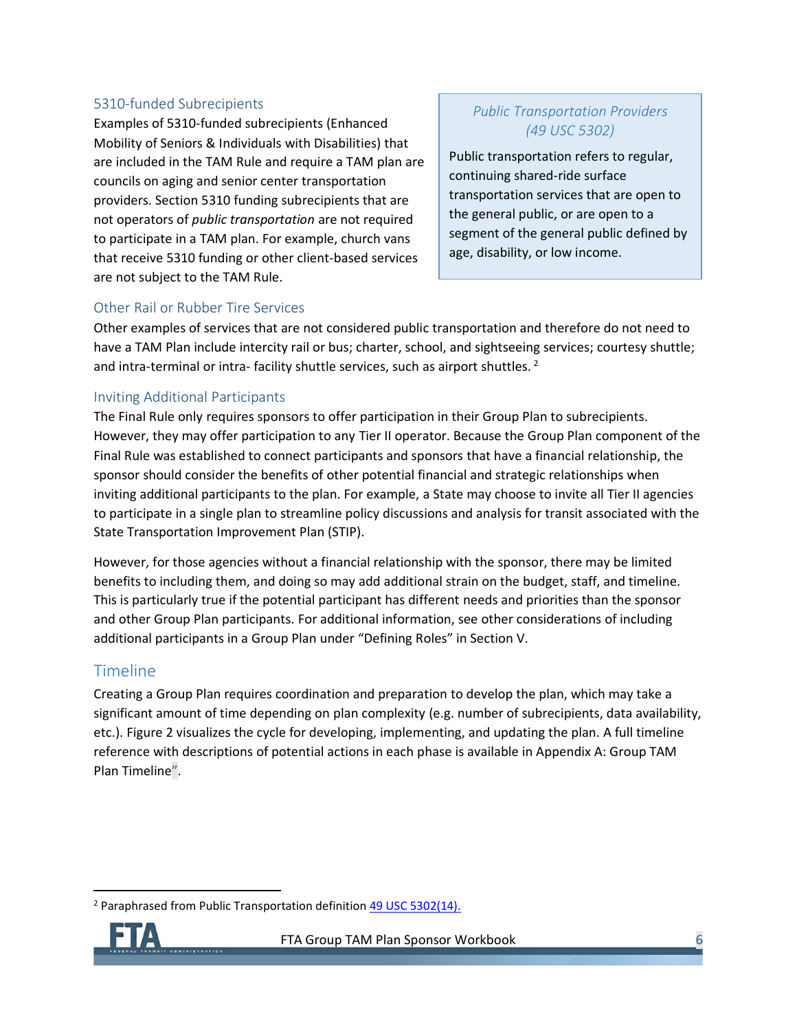### 5310-funded Subrecipients

Examples of 5310-funded subrecipients (Enhanced Mobility of Seniors & Individuals with Disabilities) that are included in the TAM Rule and require a TAM plan are councils on aging and senior center transportation providers. Section 5310 funding subrecipients that are not operators of *public transportation* are not required to participate in a TAM plan. For example, church vans that receive 5310 funding or other client-based services are not subject to the TAM Rule.

> *Public Transportation Providers (49 USC 5302)*
>
> Public transportation refers to regular, continuing shared-ride surface transportation services that are open to the general public, or are open to a segment of the general public defined by age, disability, or low income.

### Other Rail or Rubber Tire Services

Other examples of services that are not considered public transportation and therefore do not need to have a TAM Plan include intercity rail or bus; charter, school, and sightseeing services; courtesy shuttle; and intra-terminal or intra- facility shuttle services, such as airport shuttles. [2]

### Inviting Additional Participants

The Final Rule only requires sponsors to offer participation in their Group Plan to subrecipients. However, they may offer participation to any Tier II operator. Because the Group Plan component of the Final Rule was established to connect participants and sponsors that have a financial relationship, the sponsor should consider the benefits of other potential financial and strategic relationships when inviting additional participants to the plan. For example, a State may choose to invite all Tier II agencies to participate in a single plan to streamline policy discussions and analysis for transit associated with the State Transportation Improvement Plan (STIP).

However, for those agencies without a financial relationship with the sponsor, there may be limited benefits to including them, and doing so may add additional strain on the budget, staff, and timeline. This is particularly true if the potential participant has different needs and priorities than the sponsor and other Group Plan participants. For additional information, see other considerations of including additional participants in a Group Plan under "Defining Roles" in Section V.

## Timeline

Creating a Group Plan requires coordination and preparation to develop the plan, which may take a significant amount of time depending on plan complexity (e.g. number of subrecipients, data availability, etc.). Figure 2 visualizes the cycle for developing, implementing, and updating the plan. A full timeline reference with descriptions of potential actions in each phase is available in Appendix A: Group TAM Plan Timeline".

---

[2] Paraphrased from Public Transportation definition [49 USC 5302(14).](#)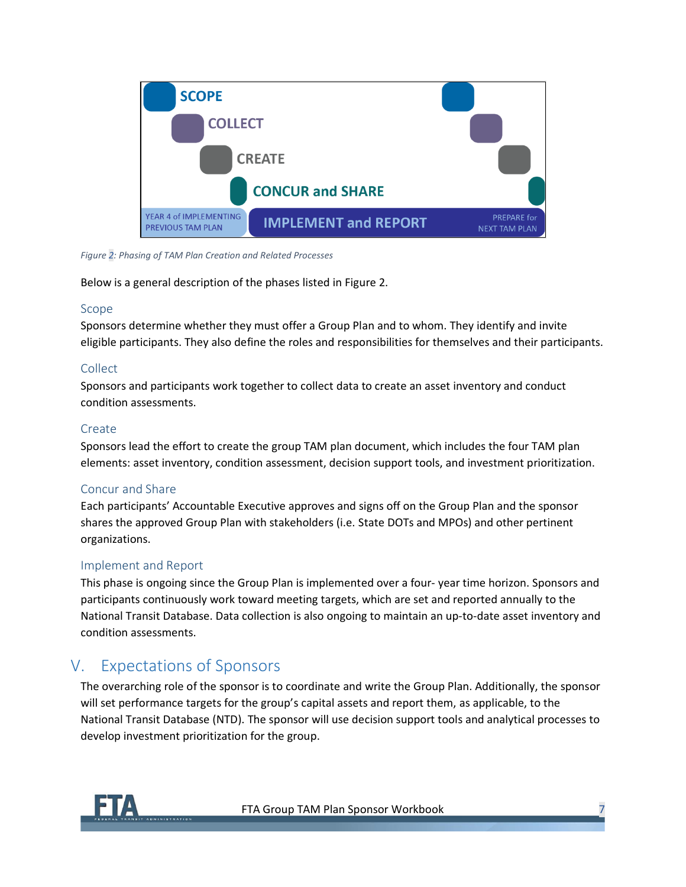SCOPE

COLLECT

CREATE

CONCUR and SHARE

YEAR 4 of IMPLEMENTING PREVIOUS TAM PLAN | IMPLEMENT and REPORT | PREPARE for NEXT TAM PLAN

*Figure 2: Phasing of TAM Plan Creation and Related Processes*

Below is a general description of the phases listed in Figure 2.

### Scope

Sponsors determine whether they must offer a Group Plan and to whom. They identify and invite eligible participants. They also define the roles and responsibilities for themselves and their participants.

### Collect

Sponsors and participants work together to collect data to create an asset inventory and conduct condition assessments.

### Create

Sponsors lead the effort to create the group TAM plan document, which includes the four TAM plan elements: asset inventory, condition assessment, decision support tools, and investment prioritization.

### Concur and Share

Each participants' Accountable Executive approves and signs off on the Group Plan and the sponsor shares the approved Group Plan with stakeholders (i.e. State DOTs and MPOs) and other pertinent organizations.

### Implement and Report

This phase is ongoing since the Group Plan is implemented over a four- year time horizon. Sponsors and participants continuously work toward meeting targets, which are set and reported annually to the National Transit Database. Data collection is also ongoing to maintain an up-to-date asset inventory and condition assessments.

## V. Expectations of Sponsors

The overarching role of the sponsor is to coordinate and write the Group Plan. Additionally, the sponsor will set performance targets for the group's capital assets and report them, as applicable, to the National Transit Database (NTD). The sponsor will use decision support tools and analytical processes to develop investment prioritization for the group.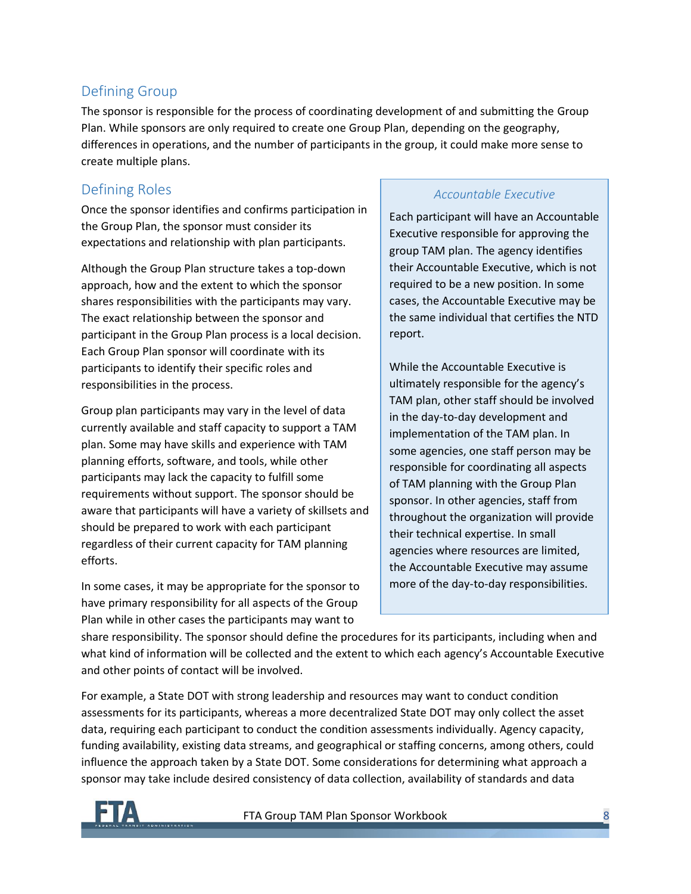## Defining Group

The sponsor is responsible for the process of coordinating development of and submitting the Group Plan. While sponsors are only required to create one Group Plan, depending on the geography, differences in operations, and the number of participants in the group, it could make more sense to create multiple plans.

## Defining Roles

Once the sponsor identifies and confirms participation in the Group Plan, the sponsor must consider its expectations and relationship with plan participants.

Although the Group Plan structure takes a top-down approach, how and the extent to which the sponsor shares responsibilities with the participants may vary. The exact relationship between the sponsor and participant in the Group Plan process is a local decision. Each Group Plan sponsor will coordinate with its participants to identify their specific roles and responsibilities in the process.

Group plan participants may vary in the level of data currently available and staff capacity to support a TAM plan. Some may have skills and experience with TAM planning efforts, software, and tools, while other participants may lack the capacity to fulfill some requirements without support. The sponsor should be aware that participants will have a variety of skillsets and should be prepared to work with each participant regardless of their current capacity for TAM planning efforts.

In some cases, it may be appropriate for the sponsor to have primary responsibility for all aspects of the Group Plan while in other cases the participants may want to share responsibility. The sponsor should define the procedures for its participants, including when and what kind of information will be collected and the extent to which each agency's Accountable Executive and other points of contact will be involved.

For example, a State DOT with strong leadership and resources may want to conduct condition assessments for its participants, whereas a more decentralized State DOT may only collect the asset data, requiring each participant to conduct the condition assessments individually. Agency capacity, funding availability, existing data streams, and geographical or staffing concerns, among others, could influence the approach taken by a State DOT. Some considerations for determining what approach a sponsor may take include desired consistency of data collection, availability of standards and data

> *Accountable Executive*
>
> Each participant will have an Accountable Executive responsible for approving the group TAM plan. The agency identifies their Accountable Executive, which is not required to be a new position. In some cases, the Accountable Executive may be the same individual that certifies the NTD report.
>
> While the Accountable Executive is ultimately responsible for the agency's TAM plan, other staff should be involved in the day-to-day development and implementation of the TAM plan. In some agencies, one staff person may be responsible for coordinating all aspects of TAM planning with the Group Plan sponsor. In other agencies, staff from throughout the organization will provide their technical expertise. In small agencies where resources are limited, the Accountable Executive may assume more of the day-to-day responsibilities.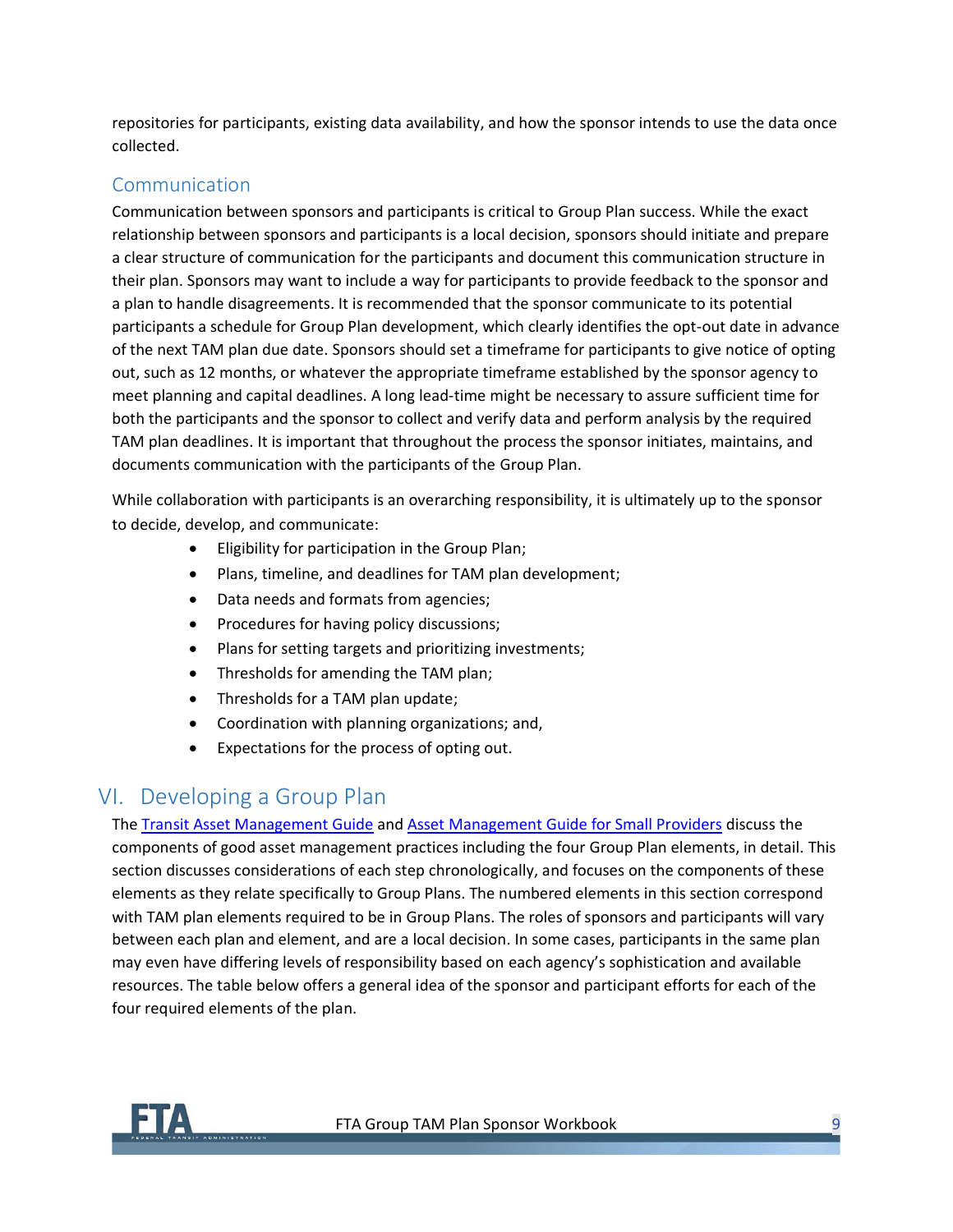repositories for participants, existing data availability, and how the sponsor intends to use the data once collected.

## Communication

Communication between sponsors and participants is critical to Group Plan success. While the exact relationship between sponsors and participants is a local decision, sponsors should initiate and prepare a clear structure of communication for the participants and document this communication structure in their plan. Sponsors may want to include a way for participants to provide feedback to the sponsor and a plan to handle disagreements. It is recommended that the sponsor communicate to its potential participants a schedule for Group Plan development, which clearly identifies the opt-out date in advance of the next TAM plan due date. Sponsors should set a timeframe for participants to give notice of opting out, such as 12 months, or whatever the appropriate timeframe established by the sponsor agency to meet planning and capital deadlines. A long lead-time might be necessary to assure sufficient time for both the participants and the sponsor to collect and verify data and perform analysis by the required TAM plan deadlines. It is important that throughout the process the sponsor initiates, maintains, and documents communication with the participants of the Group Plan.

While collaboration with participants is an overarching responsibility, it is ultimately up to the sponsor to decide, develop, and communicate:

- Eligibility for participation in the Group Plan;
- Plans, timeline, and deadlines for TAM plan development;
- Data needs and formats from agencies;
- Procedures for having policy discussions;
- Plans for setting targets and prioritizing investments;
- Thresholds for amending the TAM plan;
- Thresholds for a TAM plan update;
- Coordination with planning organizations; and,
- Expectations for the process of opting out.

# VI. Developing a Group Plan

The Transit Asset Management Guide and Asset Management Guide for Small Providers discuss the components of good asset management practices including the four Group Plan elements, in detail. This section discusses considerations of each step chronologically, and focuses on the components of these elements as they relate specifically to Group Plans. The numbered elements in this section correspond with TAM plan elements required to be in Group Plans. The roles of sponsors and participants will vary between each plan and element, and are a local decision. In some cases, participants in the same plan may even have differing levels of responsibility based on each agency's sophistication and available resources. The table below offers a general idea of the sponsor and participant efforts for each of the four required elements of the plan.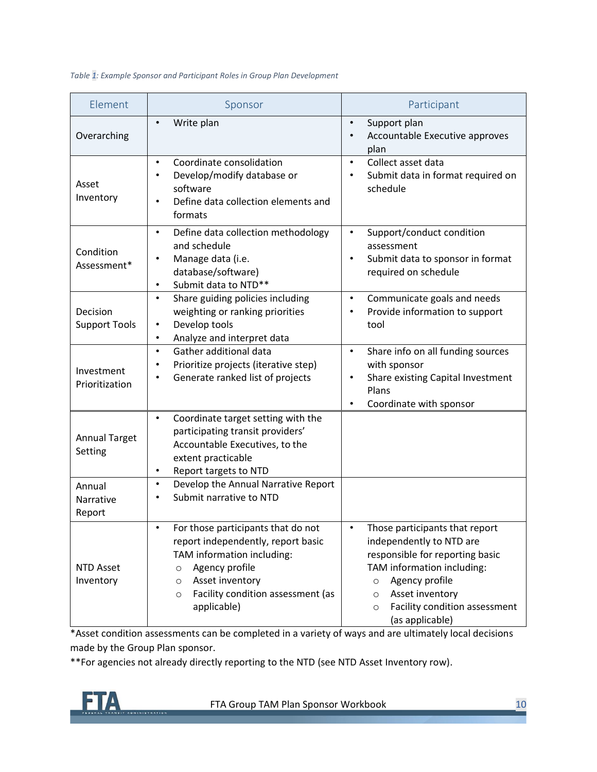*Table 1: Example Sponsor and Participant Roles in Group Plan Development*

| Element | Sponsor | Participant |
|---|---|---|
| Overarching | • Write plan | • Support plan<br>• Accountable Executive approves plan |
| Asset Inventory | • Coordinate consolidation<br>• Develop/modify database or software<br>• Define data collection elements and formats | • Collect asset data<br>• Submit data in format required on schedule |
| Condition Assessment* | • Define data collection methodology and schedule<br>• Manage data (i.e. database/software)<br>• Submit data to NTD** | • Support/conduct condition assessment<br>• Submit data to sponsor in format required on schedule |
| Decision Support Tools | • Share guiding policies including weighting or ranking priorities<br>• Develop tools<br>• Analyze and interpret data | • Communicate goals and needs<br>• Provide information to support tool |
| Investment Prioritization | • Gather additional data<br>• Prioritize projects (iterative step)<br>• Generate ranked list of projects | • Share info on all funding sources with sponsor<br>• Share existing Capital Investment Plans<br>• Coordinate with sponsor |
| Annual Target Setting | • Coordinate target setting with the participating transit providers' Accountable Executives, to the extent practicable<br>• Report targets to NTD | |
| Annual Narrative Report | • Develop the Annual Narrative Report<br>• Submit narrative to NTD | |
| NTD Asset Inventory | • For those participants that do not report independently, report basic TAM information including:<br>○ Agency profile<br>○ Asset inventory<br>○ Facility condition assessment (as applicable) | • Those participants that report independently to NTD are responsible for reporting basic TAM information including:<br>○ Agency profile<br>○ Asset inventory<br>○ Facility condition assessment (as applicable) |

*Asset condition assessments can be completed in a variety of ways and are ultimately local decisions made by the Group Plan sponsor.

**For agencies not already directly reporting to the NTD (see NTD Asset Inventory row).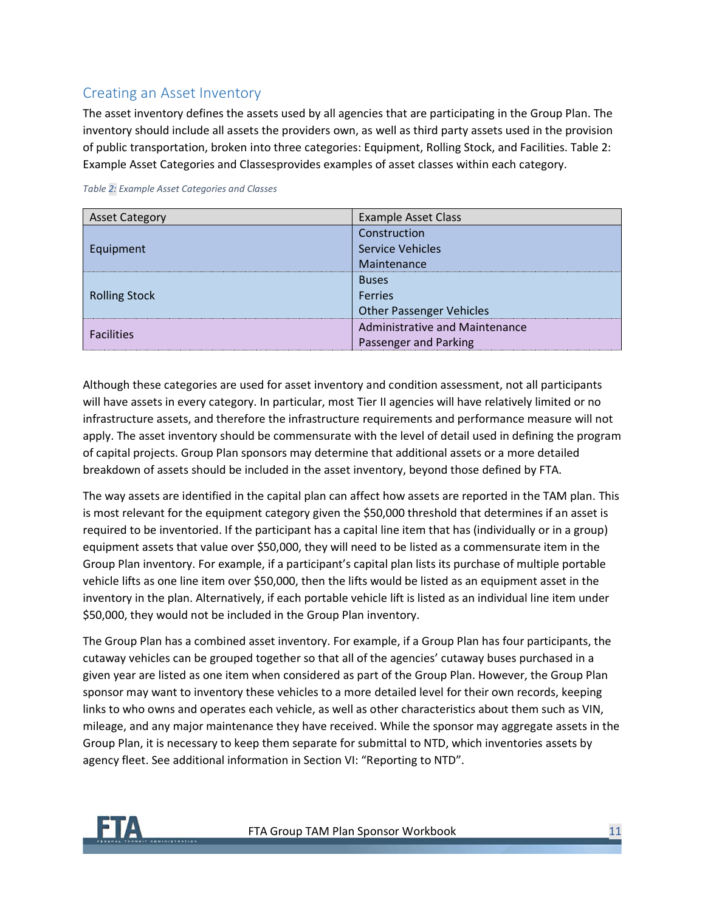## Creating an Asset Inventory

The asset inventory defines the assets used by all agencies that are participating in the Group Plan. The inventory should include all assets the providers own, as well as third party assets used in the provision of public transportation, broken into three categories: Equipment, Rolling Stock, and Facilities. Table 2: Example Asset Categories and Classesprovides examples of asset classes within each category.

*Table 2: Example Asset Categories and Classes*

| Asset Category | Example Asset Class |
|---|---|
| Equipment | Construction<br>Service Vehicles<br>Maintenance |
| Rolling Stock | Buses<br>Ferries<br>Other Passenger Vehicles |
| Facilities | Administrative and Maintenance<br>Passenger and Parking |

Although these categories are used for asset inventory and condition assessment, not all participants will have assets in every category. In particular, most Tier II agencies will have relatively limited or no infrastructure assets, and therefore the infrastructure requirements and performance measure will not apply. The asset inventory should be commensurate with the level of detail used in defining the program of capital projects. Group Plan sponsors may determine that additional assets or a more detailed breakdown of assets should be included in the asset inventory, beyond those defined by FTA.

The way assets are identified in the capital plan can affect how assets are reported in the TAM plan. This is most relevant for the equipment category given the $50,000 threshold that determines if an asset is required to be inventoried. If the participant has a capital line item that has (individually or in a group) equipment assets that value over $50,000, they will need to be listed as a commensurate item in the Group Plan inventory. For example, if a participant's capital plan lists its purchase of multiple portable vehicle lifts as one line item over $50,000, then the lifts would be listed as an equipment asset in the inventory in the plan. Alternatively, if each portable vehicle lift is listed as an individual line item under $50,000, they would not be included in the Group Plan inventory.

The Group Plan has a combined asset inventory. For example, if a Group Plan has four participants, the cutaway vehicles can be grouped together so that all of the agencies' cutaway buses purchased in a given year are listed as one item when considered as part of the Group Plan. However, the Group Plan sponsor may want to inventory these vehicles to a more detailed level for their own records, keeping links to who owns and operates each vehicle, as well as other characteristics about them such as VIN, mileage, and any major maintenance they have received. While the sponsor may aggregate assets in the Group Plan, it is necessary to keep them separate for submittal to NTD, which inventories assets by agency fleet. See additional information in Section VI: "Reporting to NTD".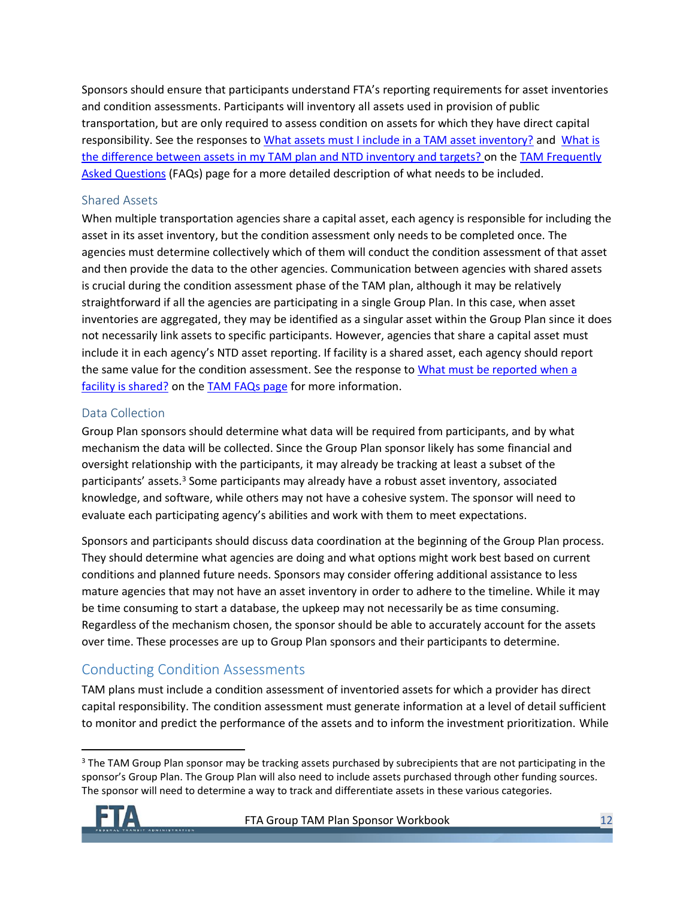Sponsors should ensure that participants understand FTA's reporting requirements for asset inventories and condition assessments. Participants will inventory all assets used in provision of public transportation, but are only required to assess condition on assets for which they have direct capital responsibility. See the responses to What assets must I include in a TAM asset inventory? and What is the difference between assets in my TAM plan and NTD inventory and targets? on the TAM Frequently Asked Questions (FAQs) page for a more detailed description of what needs to be included.

### Shared Assets

When multiple transportation agencies share a capital asset, each agency is responsible for including the asset in its asset inventory, but the condition assessment only needs to be completed once. The agencies must determine collectively which of them will conduct the condition assessment of that asset and then provide the data to the other agencies. Communication between agencies with shared assets is crucial during the condition assessment phase of the TAM plan, although it may be relatively straightforward if all the agencies are participating in a single Group Plan. In this case, when asset inventories are aggregated, they may be identified as a singular asset within the Group Plan since it does not necessarily link assets to specific participants. However, agencies that share a capital asset must include it in each agency's NTD asset reporting. If facility is a shared asset, each agency should report the same value for the condition assessment. See the response to What must be reported when a facility is shared? on the TAM FAQs page for more information.

### Data Collection

Group Plan sponsors should determine what data will be required from participants, and by what mechanism the data will be collected. Since the Group Plan sponsor likely has some financial and oversight relationship with the participants, it may already be tracking at least a subset of the participants' assets.[3] Some participants may already have a robust asset inventory, associated knowledge, and software, while others may not have a cohesive system. The sponsor will need to evaluate each participating agency's abilities and work with them to meet expectations.

Sponsors and participants should discuss data coordination at the beginning of the Group Plan process. They should determine what agencies are doing and what options might work best based on current conditions and planned future needs. Sponsors may consider offering additional assistance to less mature agencies that may not have an asset inventory in order to adhere to the timeline. While it may be time consuming to start a database, the upkeep may not necessarily be as time consuming. Regardless of the mechanism chosen, the sponsor should be able to accurately account for the assets over time. These processes are up to Group Plan sponsors and their participants to determine.

## Conducting Condition Assessments

TAM plans must include a condition assessment of inventoried assets for which a provider has direct capital responsibility. The condition assessment must generate information at a level of detail sufficient to monitor and predict the performance of the assets and to inform the investment prioritization. While

---

[3] The TAM Group Plan sponsor may be tracking assets purchased by subrecipients that are not participating in the sponsor's Group Plan. The Group Plan will also need to include assets purchased through other funding sources. The sponsor will need to determine a way to track and differentiate assets in these various categories.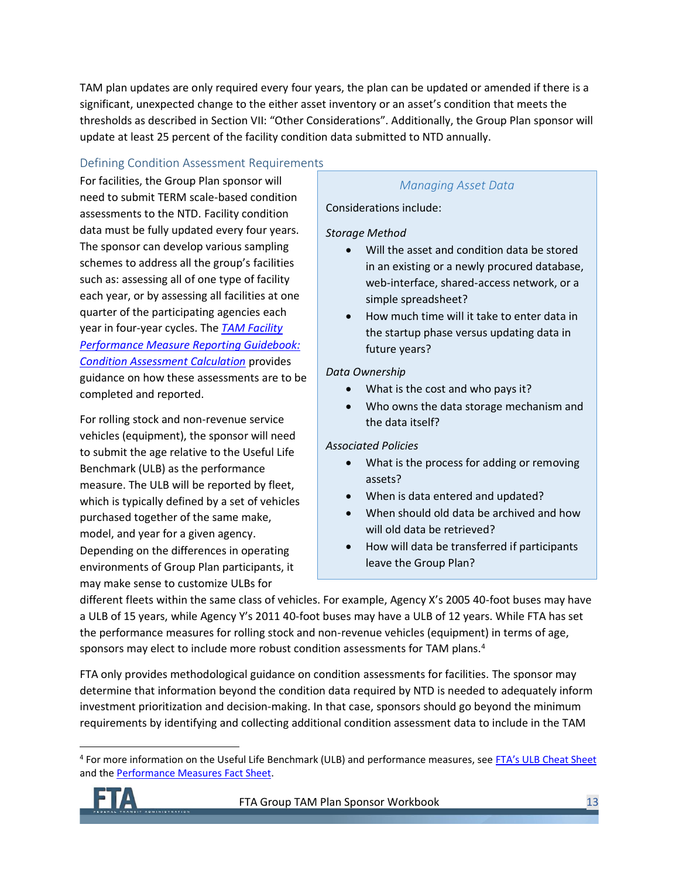TAM plan updates are only required every four years, the plan can be updated or amended if there is a significant, unexpected change to the either asset inventory or an asset's condition that meets the thresholds as described in Section VII: "Other Considerations". Additionally, the Group Plan sponsor will update at least 25 percent of the facility condition data submitted to NTD annually.

## Defining Condition Assessment Requirements

For facilities, the Group Plan sponsor will need to submit TERM scale-based condition assessments to the NTD. Facility condition data must be fully updated every four years. The sponsor can develop various sampling schemes to address all the group's facilities such as: assessing all of one type of facility each year, or by assessing all facilities at one quarter of the participating agencies each year in four-year cycles. The [*TAM Facility Performance Measure Reporting Guidebook: Condition Assessment Calculation*]() provides guidance on how these assessments are to be completed and reported.

For rolling stock and non-revenue service vehicles (equipment), the sponsor will need to submit the age relative to the Useful Life Benchmark (ULB) as the performance measure. The ULB will be reported by fleet, which is typically defined by a set of vehicles purchased together of the same make, model, and year for a given agency. Depending on the differences in operating environments of Group Plan participants, it may make sense to customize ULBs for different fleets within the same class of vehicles. For example, Agency X's 2005 40-foot buses may have a ULB of 15 years, while Agency Y's 2011 40-foot buses may have a ULB of 12 years. While FTA has set the performance measures for rolling stock and non-revenue vehicles (equipment) in terms of age, sponsors may elect to include more robust condition assessments for TAM plans.[4]

> *Managing Asset Data*
>
> Considerations include:
>
> *Storage Method*
>
> - Will the asset and condition data be stored in an existing or a newly procured database, web-interface, shared-access network, or a simple spreadsheet?
> - How much time will it take to enter data in the startup phase versus updating data in future years?
>
> *Data Ownership*
>
> - What is the cost and who pays it?
> - Who owns the data storage mechanism and the data itself?
>
> *Associated Policies*
>
> - What is the process for adding or removing assets?
> - When is data entered and updated?
> - When should old data be archived and how will old data be retrieved?
> - How will data be transferred if participants leave the Group Plan?

FTA only provides methodological guidance on condition assessments for facilities. The sponsor may determine that information beyond the condition data required by NTD is needed to adequately inform investment prioritization and decision-making. In that case, sponsors should go beyond the minimum requirements by identifying and collecting additional condition assessment data to include in the TAM

---

[4] For more information on the Useful Life Benchmark (ULB) and performance measures, see [FTA's ULB Cheat Sheet]() and the [Performance Measures Fact Sheet]().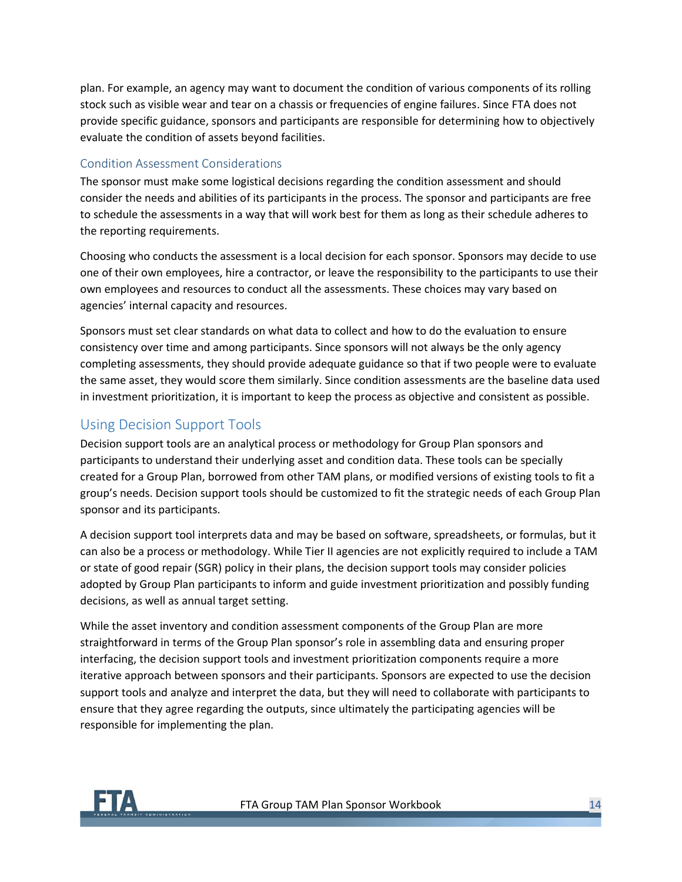plan. For example, an agency may want to document the condition of various components of its rolling stock such as visible wear and tear on a chassis or frequencies of engine failures. Since FTA does not provide specific guidance, sponsors and participants are responsible for determining how to objectively evaluate the condition of assets beyond facilities.

### Condition Assessment Considerations

The sponsor must make some logistical decisions regarding the condition assessment and should consider the needs and abilities of its participants in the process. The sponsor and participants are free to schedule the assessments in a way that will work best for them as long as their schedule adheres to the reporting requirements.

Choosing who conducts the assessment is a local decision for each sponsor. Sponsors may decide to use one of their own employees, hire a contractor, or leave the responsibility to the participants to use their own employees and resources to conduct all the assessments. These choices may vary based on agencies' internal capacity and resources.

Sponsors must set clear standards on what data to collect and how to do the evaluation to ensure consistency over time and among participants. Since sponsors will not always be the only agency completing assessments, they should provide adequate guidance so that if two people were to evaluate the same asset, they would score them similarly. Since condition assessments are the baseline data used in investment prioritization, it is important to keep the process as objective and consistent as possible.

## Using Decision Support Tools

Decision support tools are an analytical process or methodology for Group Plan sponsors and participants to understand their underlying asset and condition data. These tools can be specially created for a Group Plan, borrowed from other TAM plans, or modified versions of existing tools to fit a group's needs. Decision support tools should be customized to fit the strategic needs of each Group Plan sponsor and its participants.

A decision support tool interprets data and may be based on software, spreadsheets, or formulas, but it can also be a process or methodology. While Tier II agencies are not explicitly required to include a TAM or state of good repair (SGR) policy in their plans, the decision support tools may consider policies adopted by Group Plan participants to inform and guide investment prioritization and possibly funding decisions, as well as annual target setting.

While the asset inventory and condition assessment components of the Group Plan are more straightforward in terms of the Group Plan sponsor's role in assembling data and ensuring proper interfacing, the decision support tools and investment prioritization components require a more iterative approach between sponsors and their participants. Sponsors are expected to use the decision support tools and analyze and interpret the data, but they will need to collaborate with participants to ensure that they agree regarding the outputs, since ultimately the participating agencies will be responsible for implementing the plan.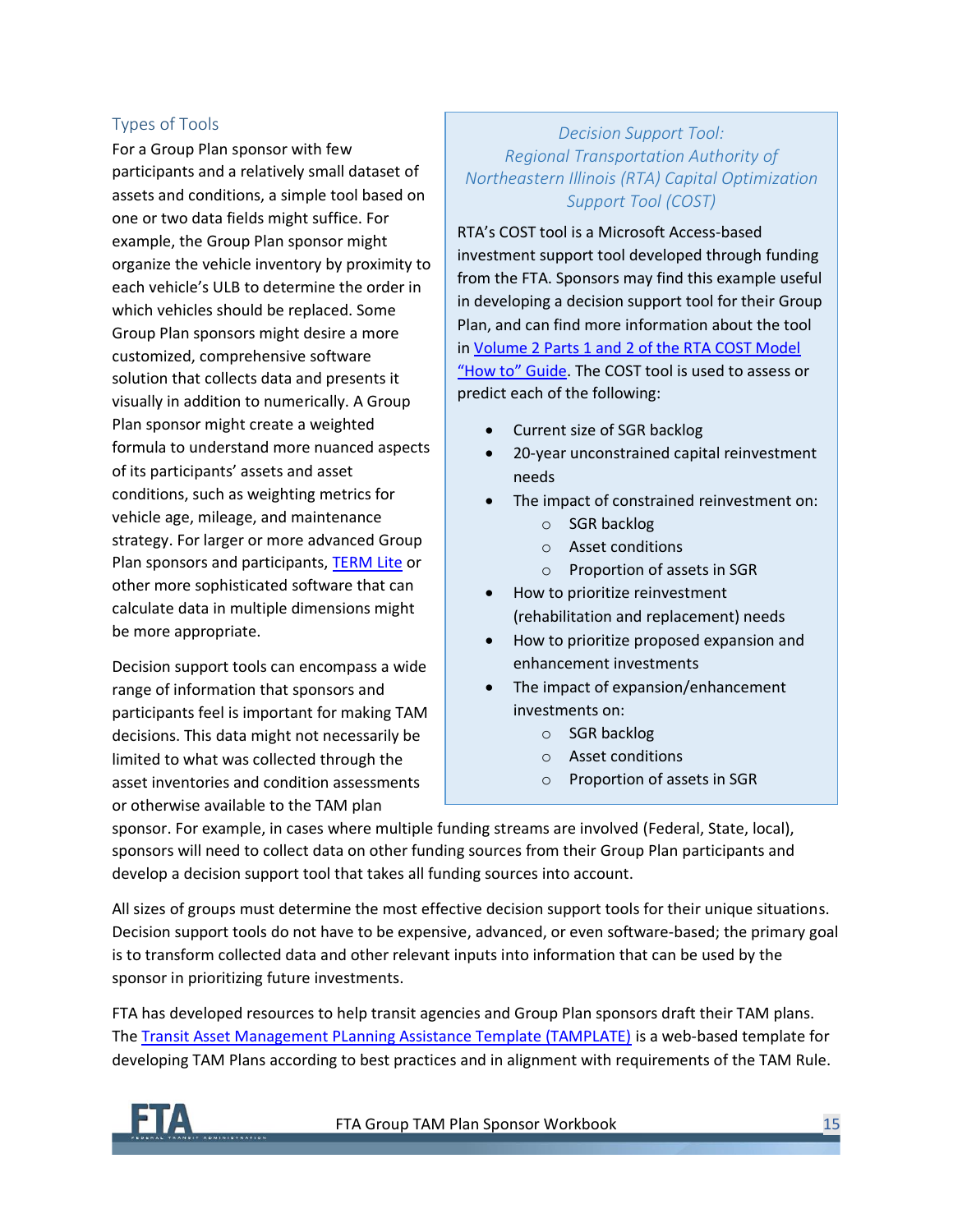## Types of Tools

For a Group Plan sponsor with few participants and a relatively small dataset of assets and conditions, a simple tool based on one or two data fields might suffice. For example, the Group Plan sponsor might organize the vehicle inventory by proximity to each vehicle's ULB to determine the order in which vehicles should be replaced. Some Group Plan sponsors might desire a more customized, comprehensive software solution that collects data and presents it visually in addition to numerically. A Group Plan sponsor might create a weighted formula to understand more nuanced aspects of its participants' assets and asset conditions, such as weighting metrics for vehicle age, mileage, and maintenance strategy. For larger or more advanced Group Plan sponsors and participants, [TERM Lite]() or other more sophisticated software that can calculate data in multiple dimensions might be more appropriate.

Decision support tools can encompass a wide range of information that sponsors and participants feel is important for making TAM decisions. This data might not necessarily be limited to what was collected through the asset inventories and condition assessments or otherwise available to the TAM plan sponsor. For example, in cases where multiple funding streams are involved (Federal, State, local), sponsors will need to collect data on other funding sources from their Group Plan participants and develop a decision support tool that takes all funding sources into account.

> *Decision Support Tool: Regional Transportation Authority of Northeastern Illinois (RTA) Capital Optimization Support Tool (COST)*
>
> RTA's COST tool is a Microsoft Access-based investment support tool developed through funding from the FTA. Sponsors may find this example useful in developing a decision support tool for their Group Plan, and can find more information about the tool in [Volume 2 Parts 1 and 2 of the RTA COST Model "How to" Guide](). The COST tool is used to assess or predict each of the following:
>
> - Current size of SGR backlog
> - 20-year unconstrained capital reinvestment needs
> - The impact of constrained reinvestment on:
>     - SGR backlog
>     - Asset conditions
>     - Proportion of assets in SGR
> - How to prioritize reinvestment (rehabilitation and replacement) needs
> - How to prioritize proposed expansion and enhancement investments
> - The impact of expansion/enhancement investments on:
>     - SGR backlog
>     - Asset conditions
>     - Proportion of assets in SGR

All sizes of groups must determine the most effective decision support tools for their unique situations. Decision support tools do not have to be expensive, advanced, or even software-based; the primary goal is to transform collected data and other relevant inputs into information that can be used by the sponsor in prioritizing future investments.

FTA has developed resources to help transit agencies and Group Plan sponsors draft their TAM plans. The [Transit Asset Management PLanning Assistance Template (TAMPLATE)]() is a web-based template for developing TAM Plans according to best practices and in alignment with requirements of the TAM Rule.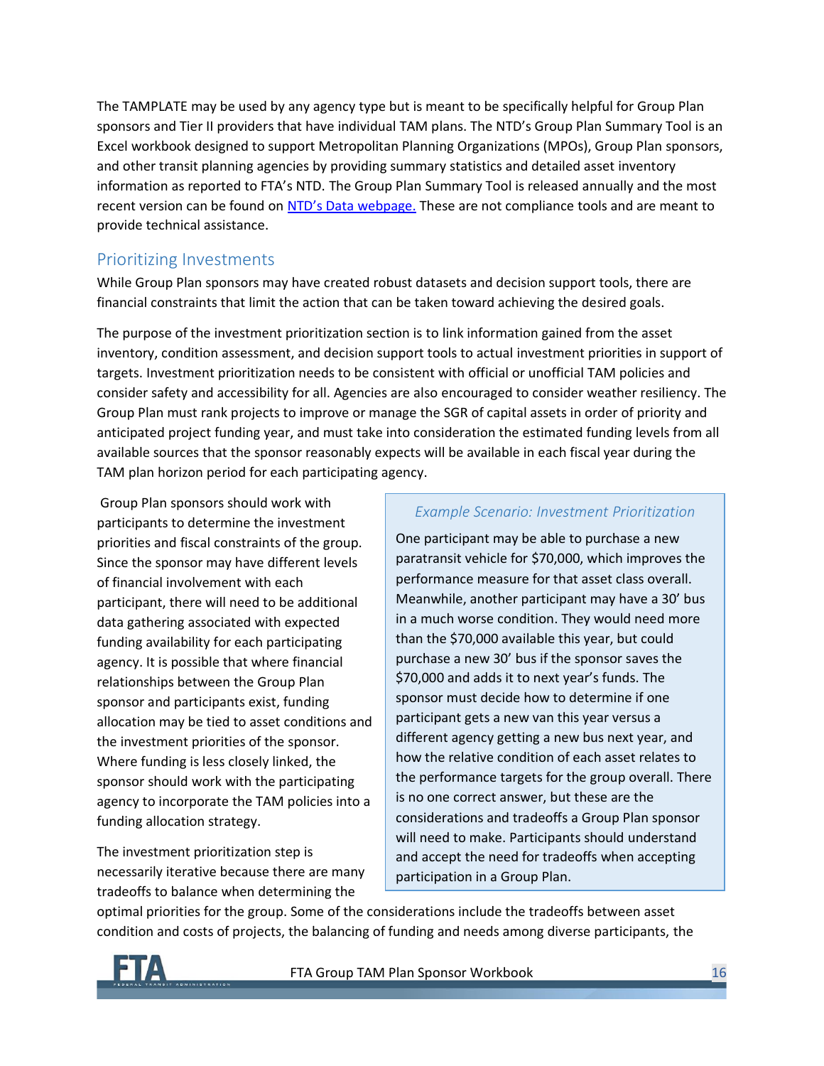The TAMPLATE may be used by any agency type but is meant to be specifically helpful for Group Plan sponsors and Tier II providers that have individual TAM plans. The NTD's Group Plan Summary Tool is an Excel workbook designed to support Metropolitan Planning Organizations (MPOs), Group Plan sponsors, and other transit planning agencies by providing summary statistics and detailed asset inventory information as reported to FTA's NTD. The Group Plan Summary Tool is released annually and the most recent version can be found on [NTD's Data webpage.](#) These are not compliance tools and are meant to provide technical assistance.

## Prioritizing Investments

While Group Plan sponsors may have created robust datasets and decision support tools, there are financial constraints that limit the action that can be taken toward achieving the desired goals.

The purpose of the investment prioritization section is to link information gained from the asset inventory, condition assessment, and decision support tools to actual investment priorities in support of targets. Investment prioritization needs to be consistent with official or unofficial TAM policies and consider safety and accessibility for all. Agencies are also encouraged to consider weather resiliency. The Group Plan must rank projects to improve or manage the SGR of capital assets in order of priority and anticipated project funding year, and must take into consideration the estimated funding levels from all available sources that the sponsor reasonably expects will be available in each fiscal year during the TAM plan horizon period for each participating agency.

Group Plan sponsors should work with participants to determine the investment priorities and fiscal constraints of the group. Since the sponsor may have different levels of financial involvement with each participant, there will need to be additional data gathering associated with expected funding availability for each participating agency. It is possible that where financial relationships between the Group Plan sponsor and participants exist, funding allocation may be tied to asset conditions and the investment priorities of the sponsor. Where funding is less closely linked, the sponsor should work with the participating agency to incorporate the TAM policies into a funding allocation strategy.

> *Example Scenario: Investment Prioritization*
>
> One participant may be able to purchase a new paratransit vehicle for $70,000, which improves the performance measure for that asset class overall. Meanwhile, another participant may have a 30' bus in a much worse condition. They would need more than the $70,000 available this year, but could purchase a new 30' bus if the sponsor saves the $70,000 and adds it to next year's funds. The sponsor must decide how to determine if one participant gets a new van this year versus a different agency getting a new bus next year, and how the relative condition of each asset relates to the performance targets for the group overall. There is no one correct answer, but these are the considerations and tradeoffs a Group Plan sponsor will need to make. Participants should understand and accept the need for tradeoffs when accepting participation in a Group Plan.

The investment prioritization step is necessarily iterative because there are many tradeoffs to balance when determining the optimal priorities for the group. Some of the considerations include the tradeoffs between asset condition and costs of projects, the balancing of funding and needs among diverse participants, the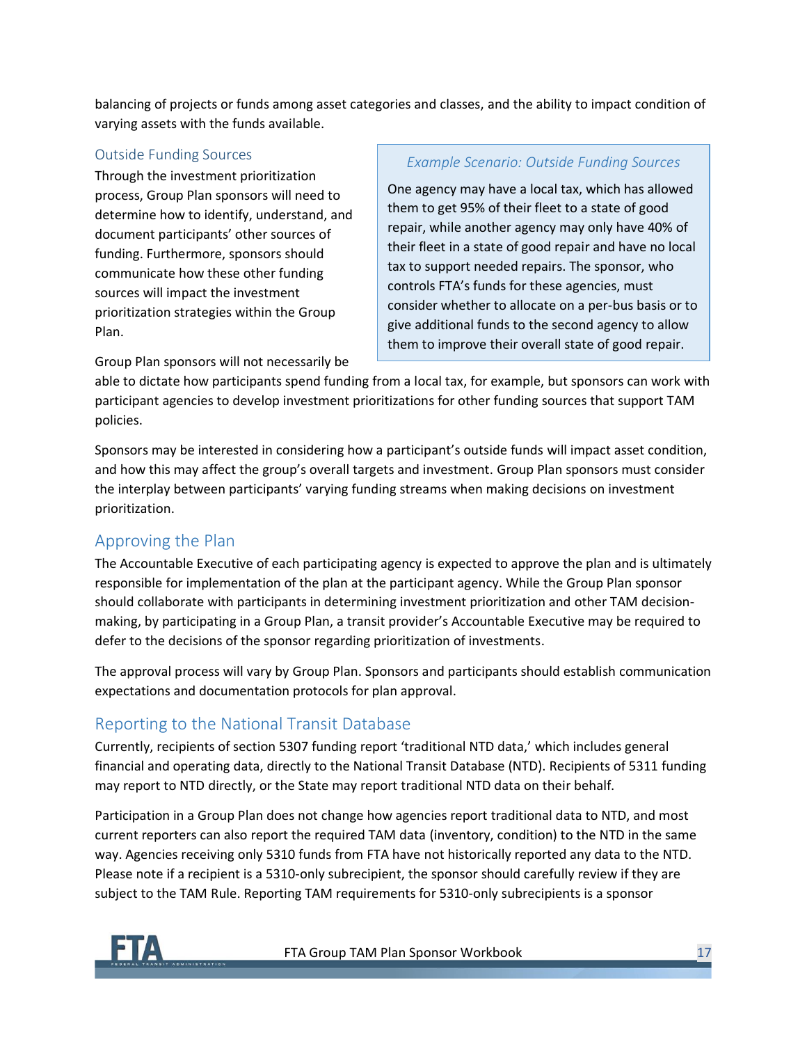balancing of projects or funds among asset categories and classes, and the ability to impact condition of varying assets with the funds available.

### Outside Funding Sources

Through the investment prioritization process, Group Plan sponsors will need to determine how to identify, understand, and document participants' other sources of funding. Furthermore, sponsors should communicate how these other funding sources will impact the investment prioritization strategies within the Group Plan.

> *Example Scenario: Outside Funding Sources*
>
> One agency may have a local tax, which has allowed them to get 95% of their fleet to a state of good repair, while another agency may only have 40% of their fleet in a state of good repair and have no local tax to support needed repairs. The sponsor, who controls FTA's funds for these agencies, must consider whether to allocate on a per-bus basis or to give additional funds to the second agency to allow them to improve their overall state of good repair.

Group Plan sponsors will not necessarily be able to dictate how participants spend funding from a local tax, for example, but sponsors can work with participant agencies to develop investment prioritizations for other funding sources that support TAM policies.

Sponsors may be interested in considering how a participant's outside funds will impact asset condition, and how this may affect the group's overall targets and investment. Group Plan sponsors must consider the interplay between participants' varying funding streams when making decisions on investment prioritization.

## Approving the Plan

The Accountable Executive of each participating agency is expected to approve the plan and is ultimately responsible for implementation of the plan at the participant agency. While the Group Plan sponsor should collaborate with participants in determining investment prioritization and other TAM decision-making, by participating in a Group Plan, a transit provider's Accountable Executive may be required to defer to the decisions of the sponsor regarding prioritization of investments.

The approval process will vary by Group Plan. Sponsors and participants should establish communication expectations and documentation protocols for plan approval.

## Reporting to the National Transit Database

Currently, recipients of section 5307 funding report 'traditional NTD data,' which includes general financial and operating data, directly to the National Transit Database (NTD). Recipients of 5311 funding may report to NTD directly, or the State may report traditional NTD data on their behalf.

Participation in a Group Plan does not change how agencies report traditional data to NTD, and most current reporters can also report the required TAM data (inventory, condition) to the NTD in the same way. Agencies receiving only 5310 funds from FTA have not historically reported any data to the NTD. Please note if a recipient is a 5310-only subrecipient, the sponsor should carefully review if they are subject to the TAM Rule. Reporting TAM requirements for 5310-only subrecipients is a sponsor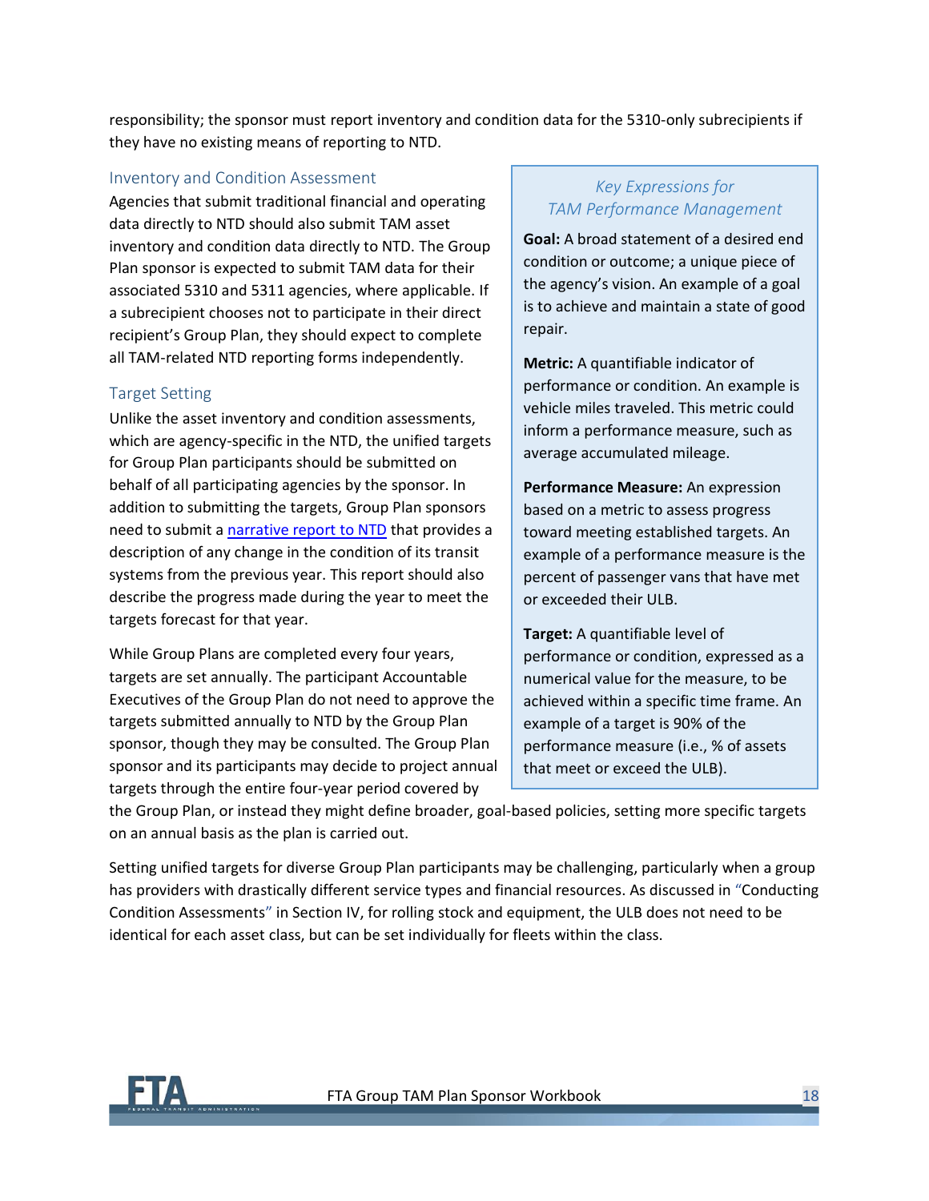responsibility; the sponsor must report inventory and condition data for the 5310-only subrecipients if they have no existing means of reporting to NTD.

### Inventory and Condition Assessment

Agencies that submit traditional financial and operating data directly to NTD should also submit TAM asset inventory and condition data directly to NTD. The Group Plan sponsor is expected to submit TAM data for their associated 5310 and 5311 agencies, where applicable. If a subrecipient chooses not to participate in their direct recipient's Group Plan, they should expect to complete all TAM-related NTD reporting forms independently.

### Target Setting

Unlike the asset inventory and condition assessments, which are agency-specific in the NTD, the unified targets for Group Plan participants should be submitted on behalf of all participating agencies by the sponsor. In addition to submitting the targets, Group Plan sponsors need to submit a narrative report to NTD that provides a description of any change in the condition of its transit systems from the previous year. This report should also describe the progress made during the year to meet the targets forecast for that year.

While Group Plans are completed every four years, targets are set annually. The participant Accountable Executives of the Group Plan do not need to approve the targets submitted annually to NTD by the Group Plan sponsor, though they may be consulted. The Group Plan sponsor and its participants may decide to project annual targets through the entire four-year period covered by the Group Plan, or instead they might define broader, goal-based policies, setting more specific targets on an annual basis as the plan is carried out.

Setting unified targets for diverse Group Plan participants may be challenging, particularly when a group has providers with drastically different service types and financial resources. As discussed in "Conducting Condition Assessments" in Section IV, for rolling stock and equipment, the ULB does not need to be identical for each asset class, but can be set individually for fleets within the class.

> *Key Expressions for TAM Performance Management*
>
> **Goal:** A broad statement of a desired end condition or outcome; a unique piece of the agency's vision. An example of a goal is to achieve and maintain a state of good repair.
>
> **Metric:** A quantifiable indicator of performance or condition. An example is vehicle miles traveled. This metric could inform a performance measure, such as average accumulated mileage.
>
> **Performance Measure:** An expression based on a metric to assess progress toward meeting established targets. An example of a performance measure is the percent of passenger vans that have met or exceeded their ULB.
>
> **Target:** A quantifiable level of performance or condition, expressed as a numerical value for the measure, to be achieved within a specific time frame. An example of a target is 90% of the performance measure (i.e., % of assets that meet or exceed the ULB).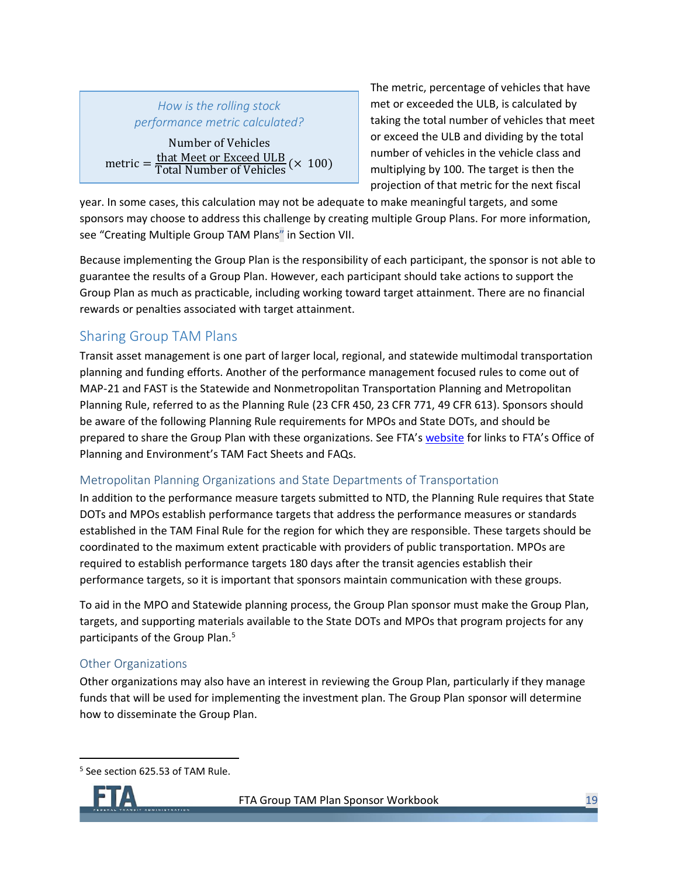> *How is the rolling stock performance metric calculated?*
>
> $$\text{metric} = \frac{\text{Number of Vehicles that Meet or Exceed ULB}}{\text{Total Number of Vehicles}} (\times\ 100)$$

The metric, percentage of vehicles that have met or exceeded the ULB, is calculated by taking the total number of vehicles that meet or exceed the ULB and dividing by the total number of vehicles in the vehicle class and multiplying by 100. The target is then the projection of that metric for the next fiscal year. In some cases, this calculation may not be adequate to make meaningful targets, and some sponsors may choose to address this challenge by creating multiple Group Plans. For more information, see "Creating Multiple Group TAM Plans" in Section VII.

Because implementing the Group Plan is the responsibility of each participant, the sponsor is not able to guarantee the results of a Group Plan. However, each participant should take actions to support the Group Plan as much as practicable, including working toward target attainment. There are no financial rewards or penalties associated with target attainment.

## Sharing Group TAM Plans

Transit asset management is one part of larger local, regional, and statewide multimodal transportation planning and funding efforts. Another of the performance management focused rules to come out of MAP-21 and FAST is the Statewide and Nonmetropolitan Transportation Planning and Metropolitan Planning Rule, referred to as the Planning Rule (23 CFR 450, 23 CFR 771, 49 CFR 613). Sponsors should be aware of the following Planning Rule requirements for MPOs and State DOTs, and should be prepared to share the Group Plan with these organizations. See FTA's website for links to FTA's Office of Planning and Environment's TAM Fact Sheets and FAQs.

### Metropolitan Planning Organizations and State Departments of Transportation

In addition to the performance measure targets submitted to NTD, the Planning Rule requires that State DOTs and MPOs establish performance targets that address the performance measures or standards established in the TAM Final Rule for the region for which they are responsible. These targets should be coordinated to the maximum extent practicable with providers of public transportation. MPOs are required to establish performance targets 180 days after the transit agencies establish their performance targets, so it is important that sponsors maintain communication with these groups.

To aid in the MPO and Statewide planning process, the Group Plan sponsor must make the Group Plan, targets, and supporting materials available to the State DOTs and MPOs that program projects for any participants of the Group Plan.[5]

### Other Organizations

Other organizations may also have an interest in reviewing the Group Plan, particularly if they manage funds that will be used for implementing the investment plan. The Group Plan sponsor will determine how to disseminate the Group Plan.

---

[5] See section 625.53 of TAM Rule.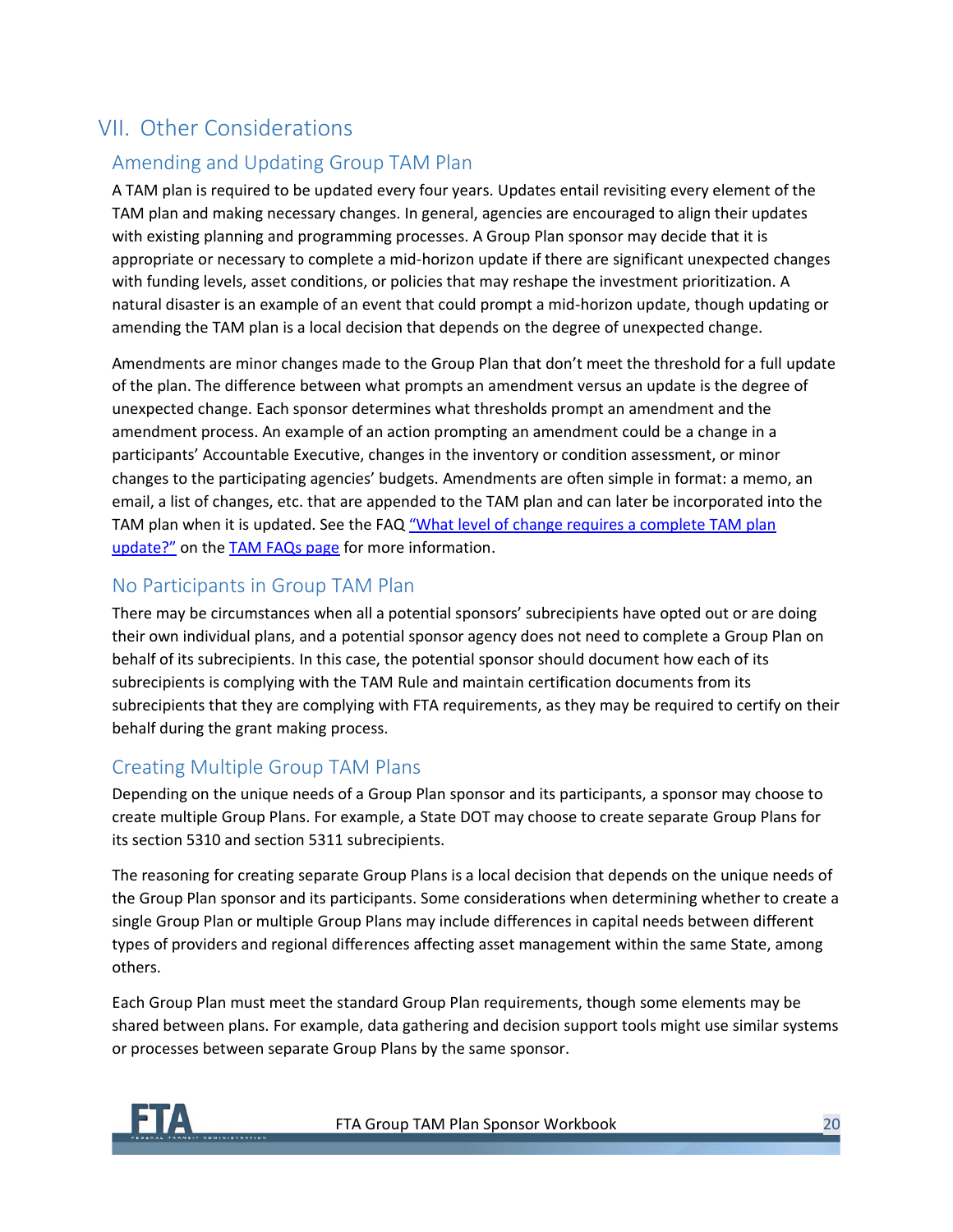## VII. Other Considerations

### Amending and Updating Group TAM Plan

A TAM plan is required to be updated every four years. Updates entail revisiting every element of the TAM plan and making necessary changes. In general, agencies are encouraged to align their updates with existing planning and programming processes. A Group Plan sponsor may decide that it is appropriate or necessary to complete a mid-horizon update if there are significant unexpected changes with funding levels, asset conditions, or policies that may reshape the investment prioritization. A natural disaster is an example of an event that could prompt a mid-horizon update, though updating or amending the TAM plan is a local decision that depends on the degree of unexpected change.

Amendments are minor changes made to the Group Plan that don't meet the threshold for a full update of the plan. The difference between what prompts an amendment versus an update is the degree of unexpected change. Each sponsor determines what thresholds prompt an amendment and the amendment process. An example of an action prompting an amendment could be a change in a participants' Accountable Executive, changes in the inventory or condition assessment, or minor changes to the participating agencies' budgets. Amendments are often simple in format: a memo, an email, a list of changes, etc. that are appended to the TAM plan and can later be incorporated into the TAM plan when it is updated. See the FAQ "What level of change requires a complete TAM plan update?" on the TAM FAQs page for more information.

### No Participants in Group TAM Plan

There may be circumstances when all a potential sponsors' subrecipients have opted out or are doing their own individual plans, and a potential sponsor agency does not need to complete a Group Plan on behalf of its subrecipients. In this case, the potential sponsor should document how each of its subrecipients is complying with the TAM Rule and maintain certification documents from its subrecipients that they are complying with FTA requirements, as they may be required to certify on their behalf during the grant making process.

### Creating Multiple Group TAM Plans

Depending on the unique needs of a Group Plan sponsor and its participants, a sponsor may choose to create multiple Group Plans. For example, a State DOT may choose to create separate Group Plans for its section 5310 and section 5311 subrecipients.

The reasoning for creating separate Group Plans is a local decision that depends on the unique needs of the Group Plan sponsor and its participants. Some considerations when determining whether to create a single Group Plan or multiple Group Plans may include differences in capital needs between different types of providers and regional differences affecting asset management within the same State, among others.

Each Group Plan must meet the standard Group Plan requirements, though some elements may be shared between plans. For example, data gathering and decision support tools might use similar systems or processes between separate Group Plans by the same sponsor.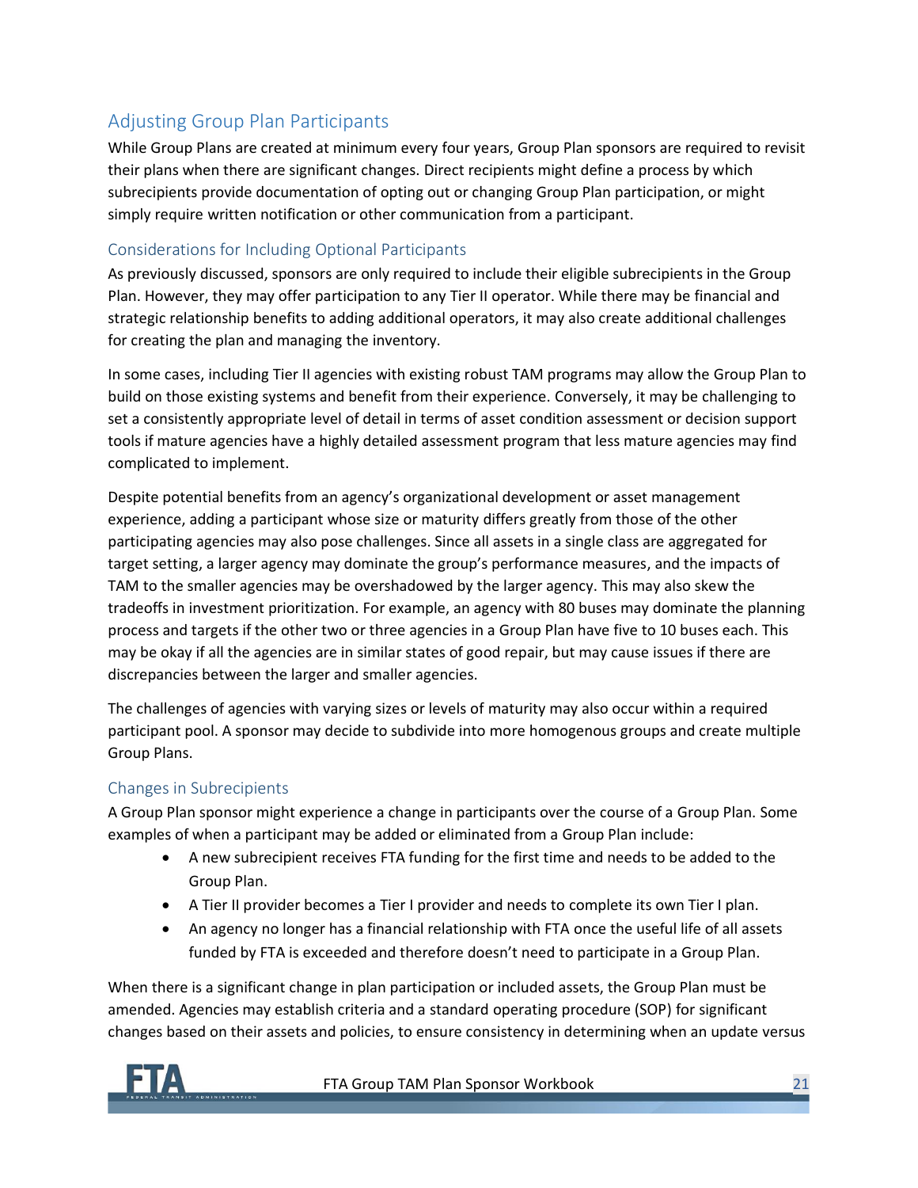## Adjusting Group Plan Participants

While Group Plans are created at minimum every four years, Group Plan sponsors are required to revisit their plans when there are significant changes. Direct recipients might define a process by which subrecipients provide documentation of opting out or changing Group Plan participation, or might simply require written notification or other communication from a participant.

### Considerations for Including Optional Participants

As previously discussed, sponsors are only required to include their eligible subrecipients in the Group Plan. However, they may offer participation to any Tier II operator. While there may be financial and strategic relationship benefits to adding additional operators, it may also create additional challenges for creating the plan and managing the inventory.

In some cases, including Tier II agencies with existing robust TAM programs may allow the Group Plan to build on those existing systems and benefit from their experience. Conversely, it may be challenging to set a consistently appropriate level of detail in terms of asset condition assessment or decision support tools if mature agencies have a highly detailed assessment program that less mature agencies may find complicated to implement.

Despite potential benefits from an agency's organizational development or asset management experience, adding a participant whose size or maturity differs greatly from those of the other participating agencies may also pose challenges. Since all assets in a single class are aggregated for target setting, a larger agency may dominate the group's performance measures, and the impacts of TAM to the smaller agencies may be overshadowed by the larger agency. This may also skew the tradeoffs in investment prioritization. For example, an agency with 80 buses may dominate the planning process and targets if the other two or three agencies in a Group Plan have five to 10 buses each. This may be okay if all the agencies are in similar states of good repair, but may cause issues if there are discrepancies between the larger and smaller agencies.

The challenges of agencies with varying sizes or levels of maturity may also occur within a required participant pool. A sponsor may decide to subdivide into more homogenous groups and create multiple Group Plans.

### Changes in Subrecipients

A Group Plan sponsor might experience a change in participants over the course of a Group Plan. Some examples of when a participant may be added or eliminated from a Group Plan include:

- A new subrecipient receives FTA funding for the first time and needs to be added to the Group Plan.
- A Tier II provider becomes a Tier I provider and needs to complete its own Tier I plan.
- An agency no longer has a financial relationship with FTA once the useful life of all assets funded by FTA is exceeded and therefore doesn't need to participate in a Group Plan.

When there is a significant change in plan participation or included assets, the Group Plan must be amended. Agencies may establish criteria and a standard operating procedure (SOP) for significant changes based on their assets and policies, to ensure consistency in determining when an update versus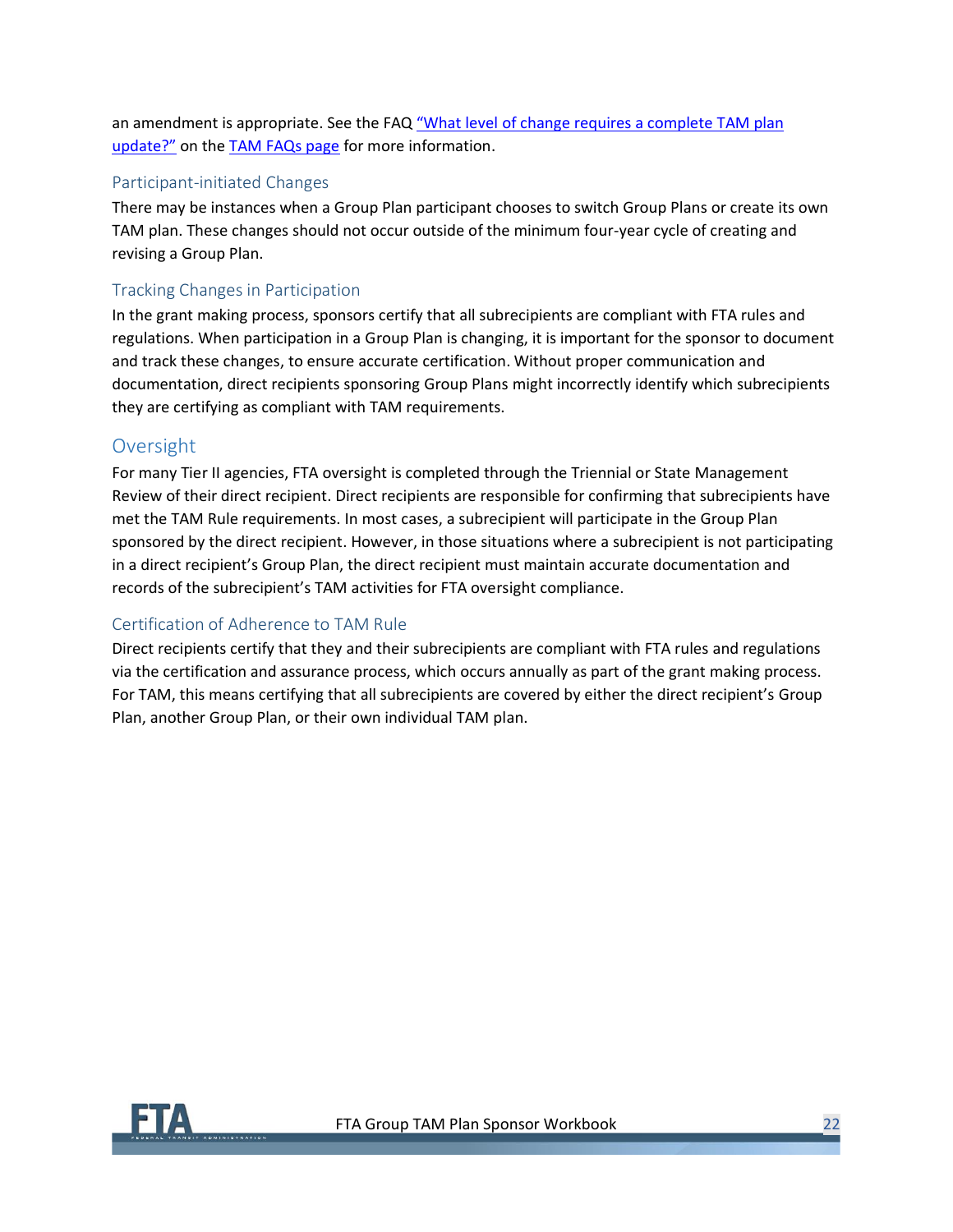an amendment is appropriate. See the FAQ [“What level of change requires a complete TAM plan update?”]() on the [TAM FAQs page]() for more information.

### Participant-initiated Changes

There may be instances when a Group Plan participant chooses to switch Group Plans or create its own TAM plan. These changes should not occur outside of the minimum four-year cycle of creating and revising a Group Plan.

### Tracking Changes in Participation

In the grant making process, sponsors certify that all subrecipients are compliant with FTA rules and regulations. When participation in a Group Plan is changing, it is important for the sponsor to document and track these changes, to ensure accurate certification. Without proper communication and documentation, direct recipients sponsoring Group Plans might incorrectly identify which subrecipients they are certifying as compliant with TAM requirements.

## Oversight

For many Tier II agencies, FTA oversight is completed through the Triennial or State Management Review of their direct recipient. Direct recipients are responsible for confirming that subrecipients have met the TAM Rule requirements. In most cases, a subrecipient will participate in the Group Plan sponsored by the direct recipient. However, in those situations where a subrecipient is not participating in a direct recipient’s Group Plan, the direct recipient must maintain accurate documentation and records of the subrecipient’s TAM activities for FTA oversight compliance.

### Certification of Adherence to TAM Rule

Direct recipients certify that they and their subrecipients are compliant with FTA rules and regulations via the certification and assurance process, which occurs annually as part of the grant making process. For TAM, this means certifying that all subrecipients are covered by either the direct recipient’s Group Plan, another Group Plan, or their own individual TAM plan.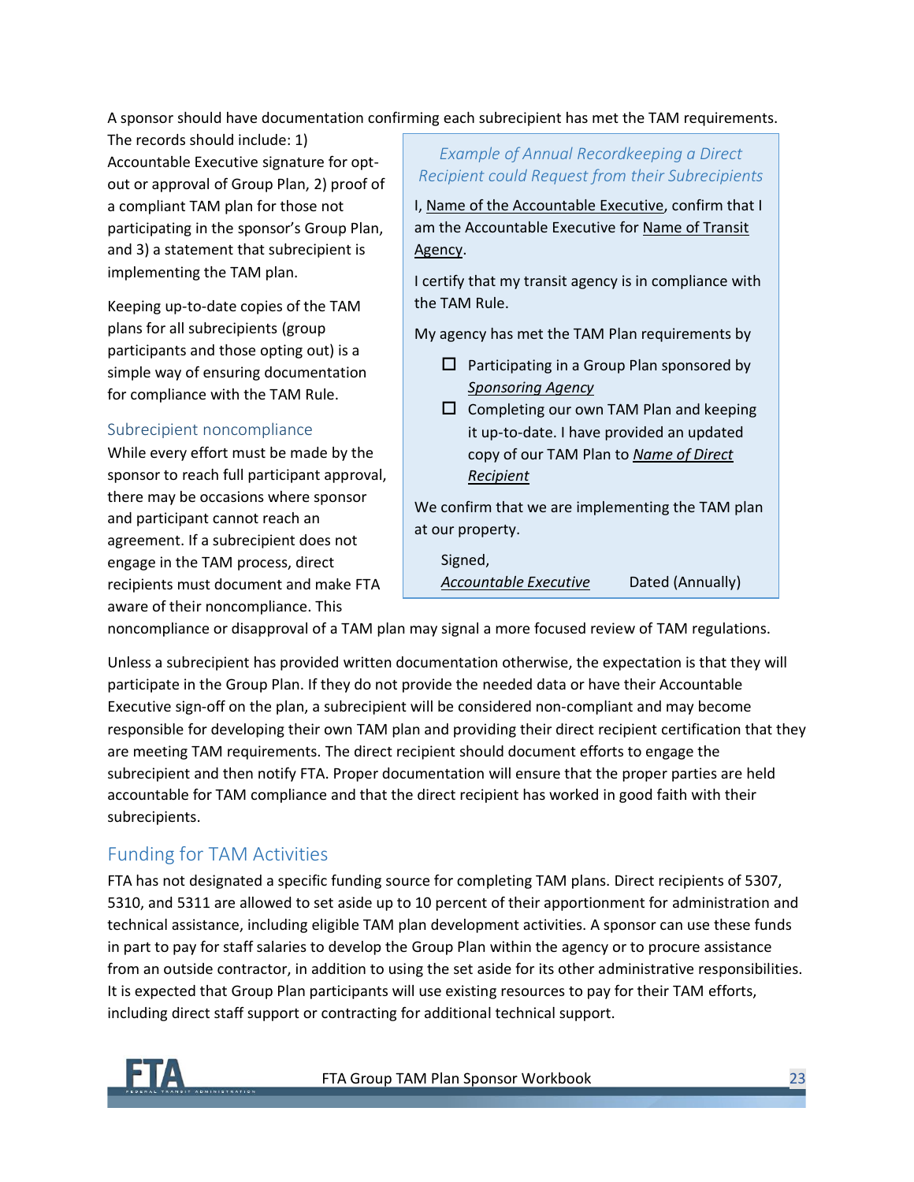A sponsor should have documentation confirming each subrecipient has met the TAM requirements. The records should include: 1) Accountable Executive signature for opt-out or approval of Group Plan, 2) proof of a compliant TAM plan for those not participating in the sponsor's Group Plan, and 3) a statement that subrecipient is implementing the TAM plan.

Keeping up-to-date copies of the TAM plans for all subrecipients (group participants and those opting out) is a simple way of ensuring documentation for compliance with the TAM Rule.

> *Example of Annual Recordkeeping a Direct Recipient could Request from their Subrecipients*
>
> I, <u>Name of the Accountable Executive</u>, confirm that I am the Accountable Executive for <u>Name of Transit Agency</u>.
>
> I certify that my transit agency is in compliance with the TAM Rule.
>
> My agency has met the TAM Plan requirements by
>
> - ☐ Participating in a Group Plan sponsored by <u>*Sponsoring Agency*</u>
> - ☐ Completing our own TAM Plan and keeping it up-to-date. I have provided an updated copy of our TAM Plan to <u>*Name of Direct Recipient*</u>
>
> We confirm that we are implementing the TAM plan at our property.
>
> Signed,
> <u>*Accountable Executive*</u> Dated (Annually)

### Subrecipient noncompliance

While every effort must be made by the sponsor to reach full participant approval, there may be occasions where sponsor and participant cannot reach an agreement. If a subrecipient does not engage in the TAM process, direct recipients must document and make FTA aware of their noncompliance. This noncompliance or disapproval of a TAM plan may signal a more focused review of TAM regulations.

Unless a subrecipient has provided written documentation otherwise, the expectation is that they will participate in the Group Plan. If they do not provide the needed data or have their Accountable Executive sign-off on the plan, a subrecipient will be considered non-compliant and may become responsible for developing their own TAM plan and providing their direct recipient certification that they are meeting TAM requirements. The direct recipient should document efforts to engage the subrecipient and then notify FTA. Proper documentation will ensure that the proper parties are held accountable for TAM compliance and that the direct recipient has worked in good faith with their subrecipients.

## Funding for TAM Activities

FTA has not designated a specific funding source for completing TAM plans. Direct recipients of 5307, 5310, and 5311 are allowed to set aside up to 10 percent of their apportionment for administration and technical assistance, including eligible TAM plan development activities. A sponsor can use these funds in part to pay for staff salaries to develop the Group Plan within the agency or to procure assistance from an outside contractor, in addition to using the set aside for its other administrative responsibilities. It is expected that Group Plan participants will use existing resources to pay for their TAM efforts, including direct staff support or contracting for additional technical support.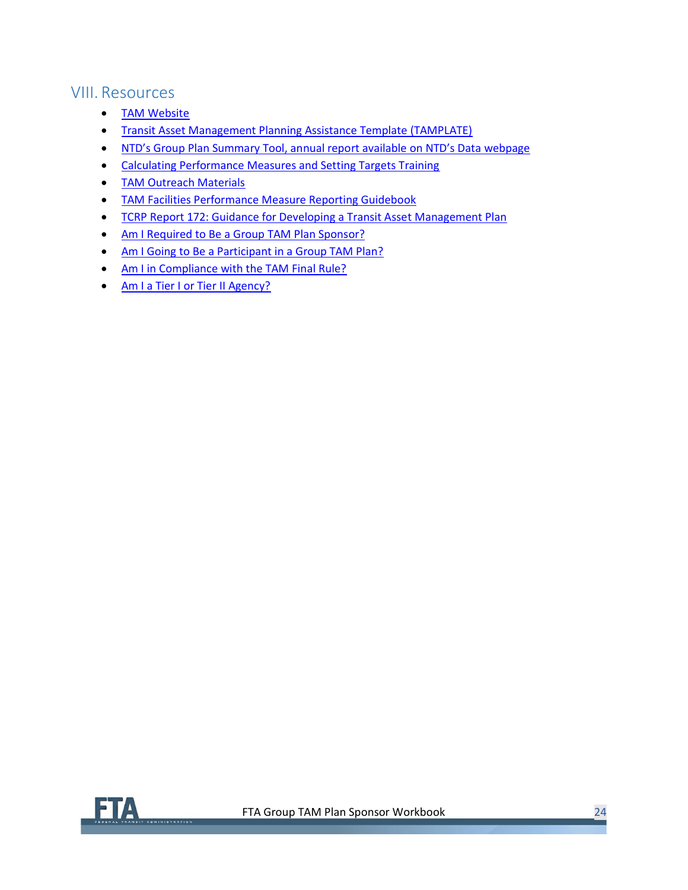## VIII. Resources

- TAM Website
- Transit Asset Management Planning Assistance Template (TAMPLATE)
- NTD's Group Plan Summary Tool, annual report available on NTD's Data webpage
- Calculating Performance Measures and Setting Targets Training
- TAM Outreach Materials
- TAM Facilities Performance Measure Reporting Guidebook
- TCRP Report 172: Guidance for Developing a Transit Asset Management Plan
- Am I Required to Be a Group TAM Plan Sponsor?
- Am I Going to Be a Participant in a Group TAM Plan?
- Am I in Compliance with the TAM Final Rule?
- Am I a Tier I or Tier II Agency?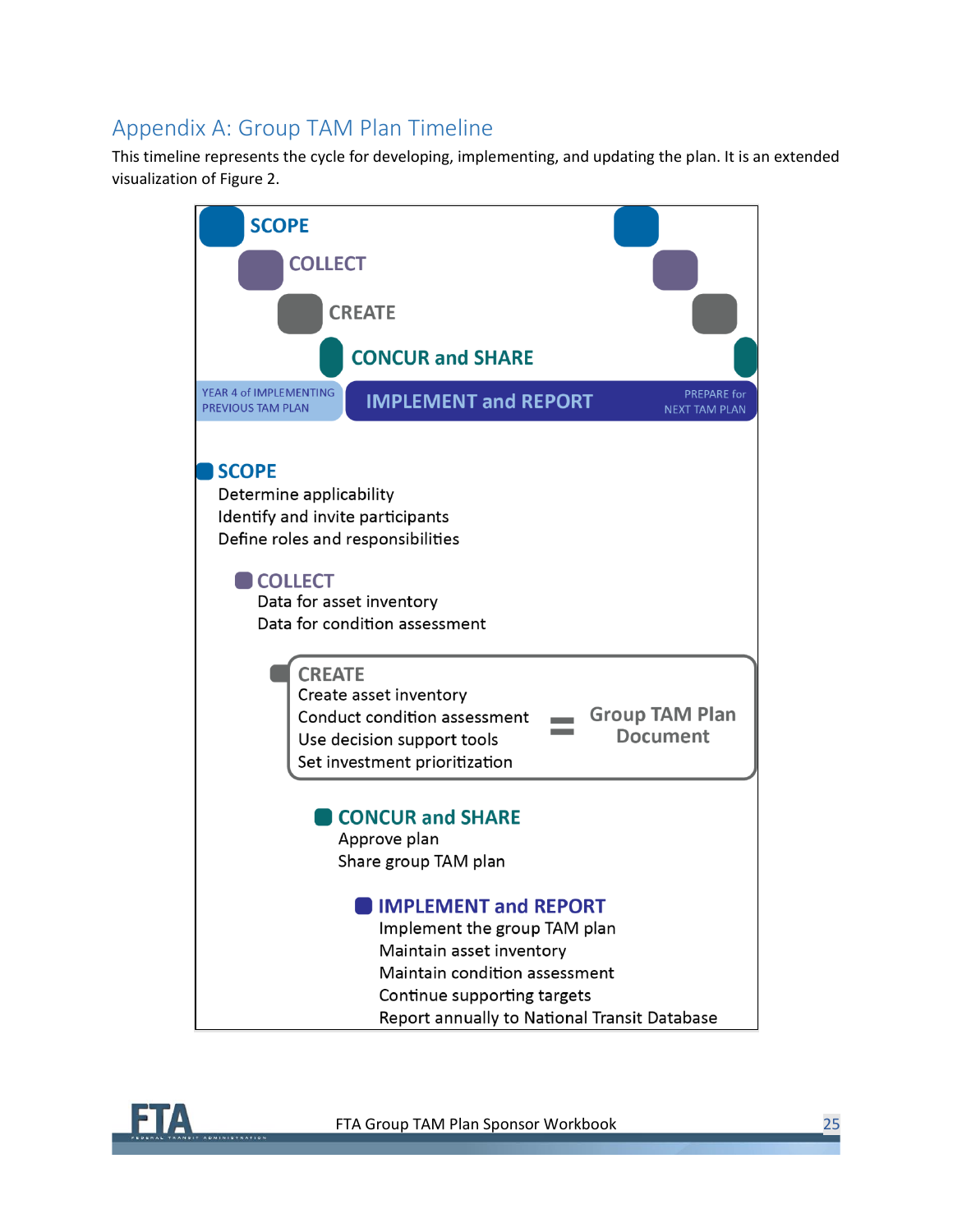## Appendix A: Group TAM Plan Timeline

This timeline represents the cycle for developing, implementing, and updating the plan. It is an extended visualization of Figure 2.

SCOPE

COLLECT

CREATE

CONCUR and SHARE

YEAR 4 of IMPLEMENTING PREVIOUS TAM PLAN | IMPLEMENT and REPORT | PREPARE for NEXT TAM PLAN

**SCOPE**

Determine applicability

Identify and invite participants

Define roles and responsibilities

**COLLECT**

Data for asset inventory

Data for condition assessment

**CREATE**

Create asset inventory

Conduct condition assessment

Use decision support tools

Set investment prioritization

= **Group TAM Plan Document**

**CONCUR and SHARE**

Approve plan

Share group TAM plan

**IMPLEMENT and REPORT**

Implement the group TAM plan

Maintain asset inventory

Maintain condition assessment

Continue supporting targets

Report annually to National Transit Database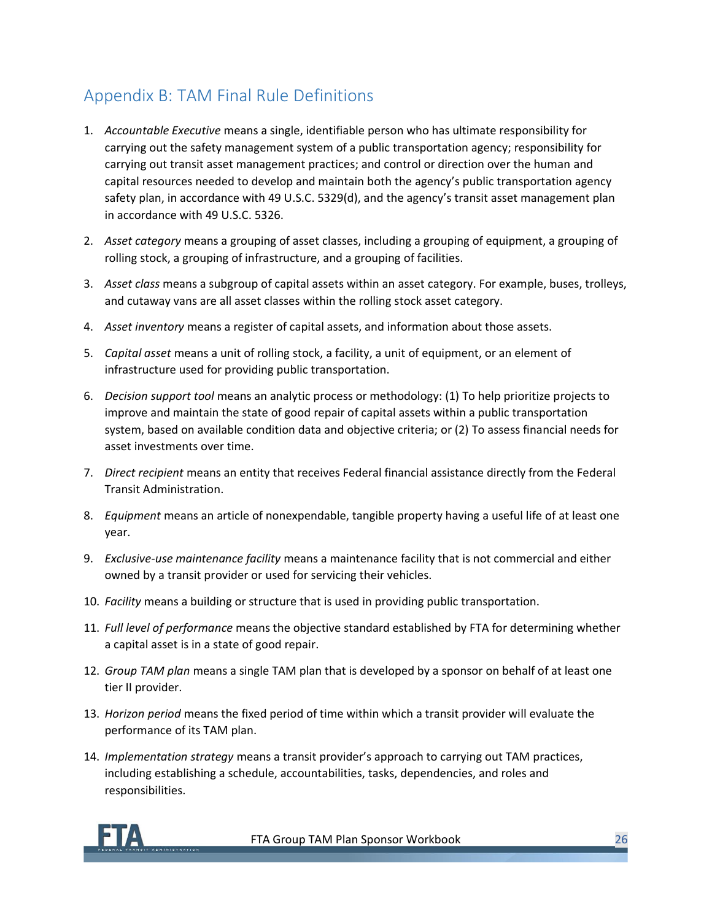## Appendix B: TAM Final Rule Definitions

1. *Accountable Executive* means a single, identifiable person who has ultimate responsibility for carrying out the safety management system of a public transportation agency; responsibility for carrying out transit asset management practices; and control or direction over the human and capital resources needed to develop and maintain both the agency's public transportation agency safety plan, in accordance with 49 U.S.C. 5329(d), and the agency's transit asset management plan in accordance with 49 U.S.C. 5326.
2. *Asset category* means a grouping of asset classes, including a grouping of equipment, a grouping of rolling stock, a grouping of infrastructure, and a grouping of facilities.
3. *Asset class* means a subgroup of capital assets within an asset category. For example, buses, trolleys, and cutaway vans are all asset classes within the rolling stock asset category.
4. *Asset inventory* means a register of capital assets, and information about those assets.
5. *Capital asset* means a unit of rolling stock, a facility, a unit of equipment, or an element of infrastructure used for providing public transportation.
6. *Decision support tool* means an analytic process or methodology: (1) To help prioritize projects to improve and maintain the state of good repair of capital assets within a public transportation system, based on available condition data and objective criteria; or (2) To assess financial needs for asset investments over time.
7. *Direct recipient* means an entity that receives Federal financial assistance directly from the Federal Transit Administration.
8. *Equipment* means an article of nonexpendable, tangible property having a useful life of at least one year.
9. *Exclusive-use maintenance facility* means a maintenance facility that is not commercial and either owned by a transit provider or used for servicing their vehicles.
10. *Facility* means a building or structure that is used in providing public transportation.
11. *Full level of performance* means the objective standard established by FTA for determining whether a capital asset is in a state of good repair.
12. *Group TAM plan* means a single TAM plan that is developed by a sponsor on behalf of at least one tier II provider.
13. *Horizon period* means the fixed period of time within which a transit provider will evaluate the performance of its TAM plan.
14. *Implementation strategy* means a transit provider's approach to carrying out TAM practices, including establishing a schedule, accountabilities, tasks, dependencies, and roles and responsibilities.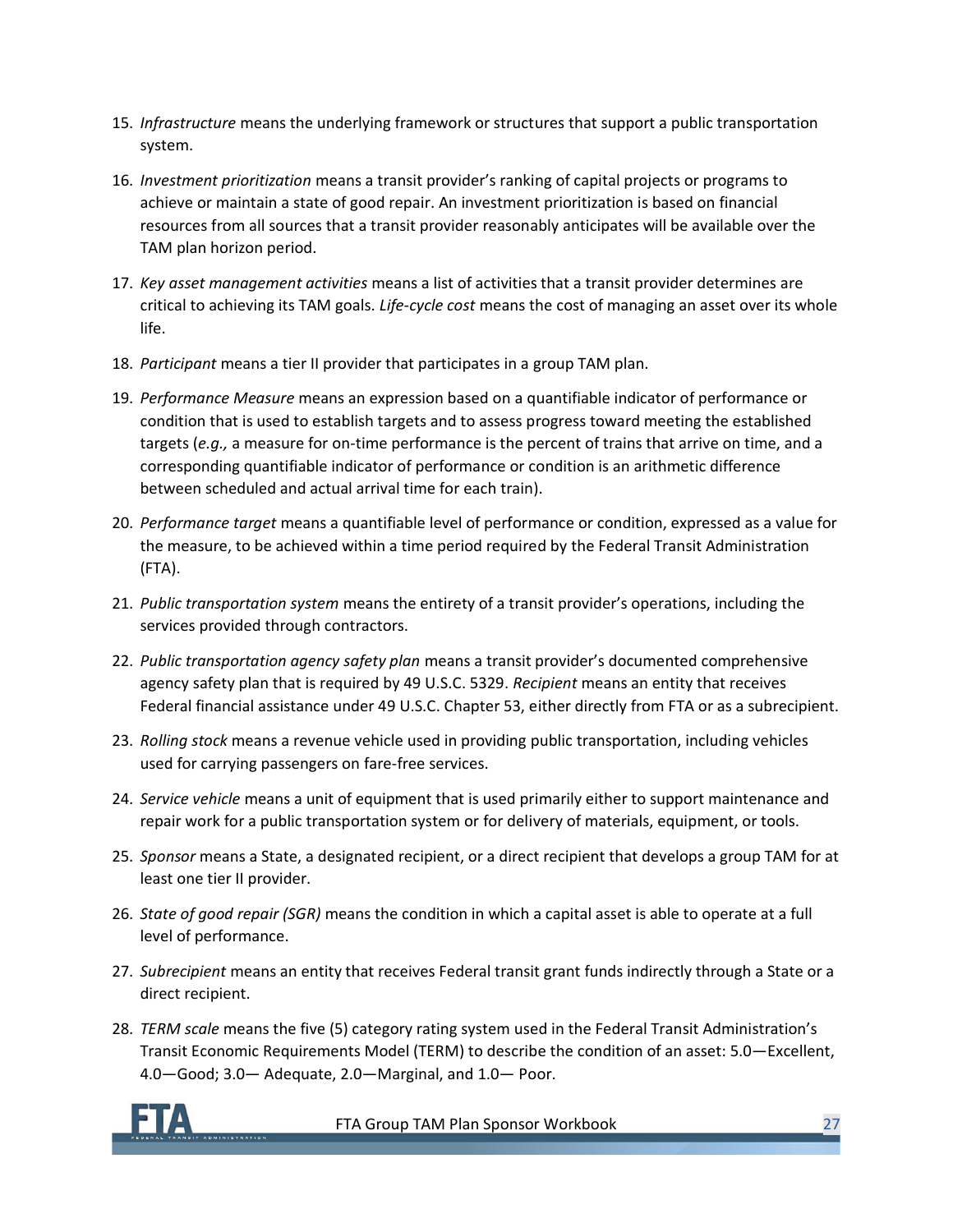15. *Infrastructure* means the underlying framework or structures that support a public transportation system.

16. *Investment prioritization* means a transit provider's ranking of capital projects or programs to achieve or maintain a state of good repair. An investment prioritization is based on financial resources from all sources that a transit provider reasonably anticipates will be available over the TAM plan horizon period.

17. *Key asset management activities* means a list of activities that a transit provider determines are critical to achieving its TAM goals. *Life-cycle cost* means the cost of managing an asset over its whole life.

18. *Participant* means a tier II provider that participates in a group TAM plan.

19. *Performance Measure* means an expression based on a quantifiable indicator of performance or condition that is used to establish targets and to assess progress toward meeting the established targets (*e.g.,* a measure for on-time performance is the percent of trains that arrive on time, and a corresponding quantifiable indicator of performance or condition is an arithmetic difference between scheduled and actual arrival time for each train).

20. *Performance target* means a quantifiable level of performance or condition, expressed as a value for the measure, to be achieved within a time period required by the Federal Transit Administration (FTA).

21. *Public transportation system* means the entirety of a transit provider's operations, including the services provided through contractors.

22. *Public transportation agency safety plan* means a transit provider's documented comprehensive agency safety plan that is required by 49 U.S.C. 5329. *Recipient* means an entity that receives Federal financial assistance under 49 U.S.C. Chapter 53, either directly from FTA or as a subrecipient.

23. *Rolling stock* means a revenue vehicle used in providing public transportation, including vehicles used for carrying passengers on fare-free services.

24. *Service vehicle* means a unit of equipment that is used primarily either to support maintenance and repair work for a public transportation system or for delivery of materials, equipment, or tools.

25. *Sponsor* means a State, a designated recipient, or a direct recipient that develops a group TAM for at least one tier II provider.

26. *State of good repair (SGR)* means the condition in which a capital asset is able to operate at a full level of performance.

27. *Subrecipient* means an entity that receives Federal transit grant funds indirectly through a State or a direct recipient.

28. *TERM scale* means the five (5) category rating system used in the Federal Transit Administration's Transit Economic Requirements Model (TERM) to describe the condition of an asset: 5.0—Excellent, 4.0—Good; 3.0— Adequate, 2.0—Marginal, and 1.0— Poor.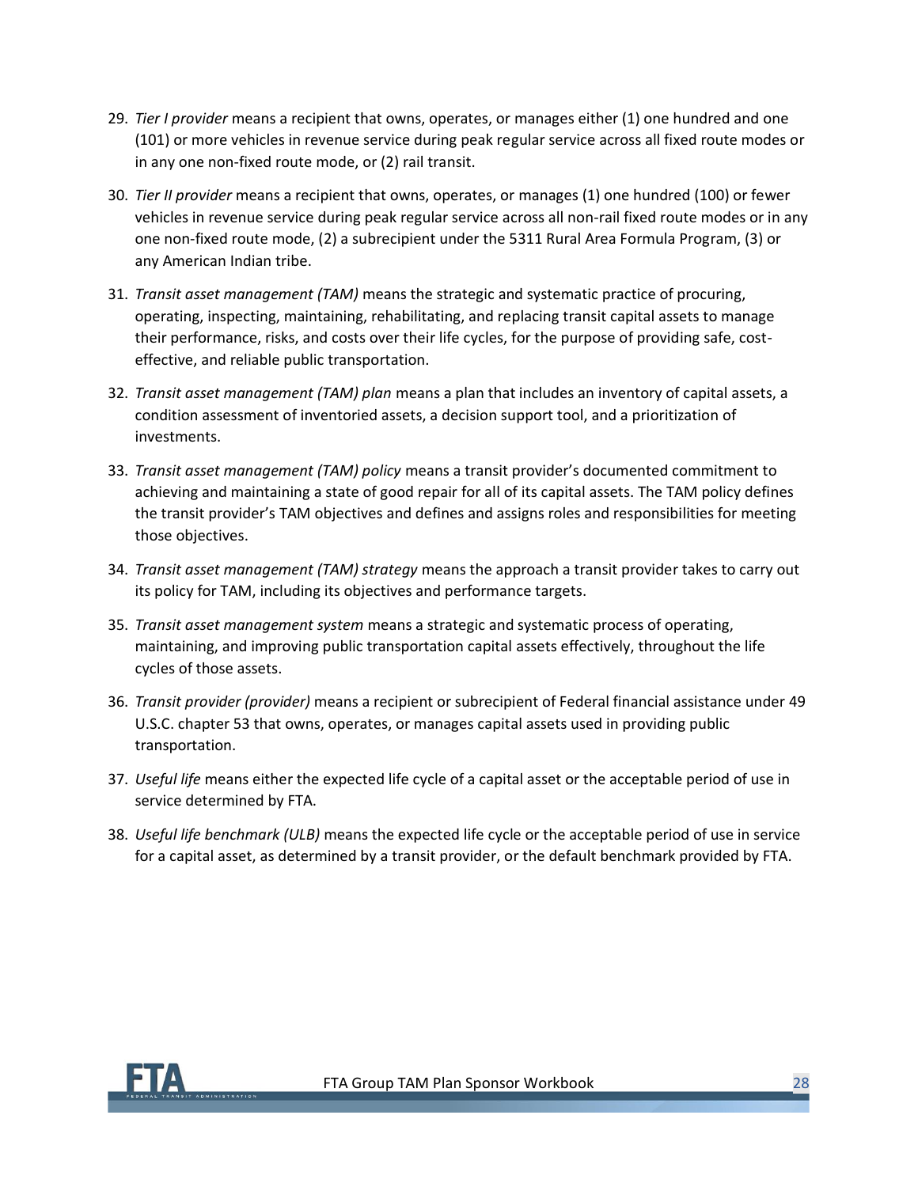29. *Tier I provider* means a recipient that owns, operates, or manages either (1) one hundred and one (101) or more vehicles in revenue service during peak regular service across all fixed route modes or in any one non-fixed route mode, or (2) rail transit.
30. *Tier II provider* means a recipient that owns, operates, or manages (1) one hundred (100) or fewer vehicles in revenue service during peak regular service across all non-rail fixed route modes or in any one non-fixed route mode, (2) a subrecipient under the 5311 Rural Area Formula Program, (3) or any American Indian tribe.
31. *Transit asset management (TAM)* means the strategic and systematic practice of procuring, operating, inspecting, maintaining, rehabilitating, and replacing transit capital assets to manage their performance, risks, and costs over their life cycles, for the purpose of providing safe, cost-effective, and reliable public transportation.
32. *Transit asset management (TAM) plan* means a plan that includes an inventory of capital assets, a condition assessment of inventoried assets, a decision support tool, and a prioritization of investments.
33. *Transit asset management (TAM) policy* means a transit provider's documented commitment to achieving and maintaining a state of good repair for all of its capital assets. The TAM policy defines the transit provider's TAM objectives and defines and assigns roles and responsibilities for meeting those objectives.
34. *Transit asset management (TAM) strategy* means the approach a transit provider takes to carry out its policy for TAM, including its objectives and performance targets.
35. *Transit asset management system* means a strategic and systematic process of operating, maintaining, and improving public transportation capital assets effectively, throughout the life cycles of those assets.
36. *Transit provider (provider)* means a recipient or subrecipient of Federal financial assistance under 49 U.S.C. chapter 53 that owns, operates, or manages capital assets used in providing public transportation.
37. *Useful life* means either the expected life cycle of a capital asset or the acceptable period of use in service determined by FTA.
38. *Useful life benchmark (ULB)* means the expected life cycle or the acceptable period of use in service for a capital asset, as determined by a transit provider, or the default benchmark provided by FTA.